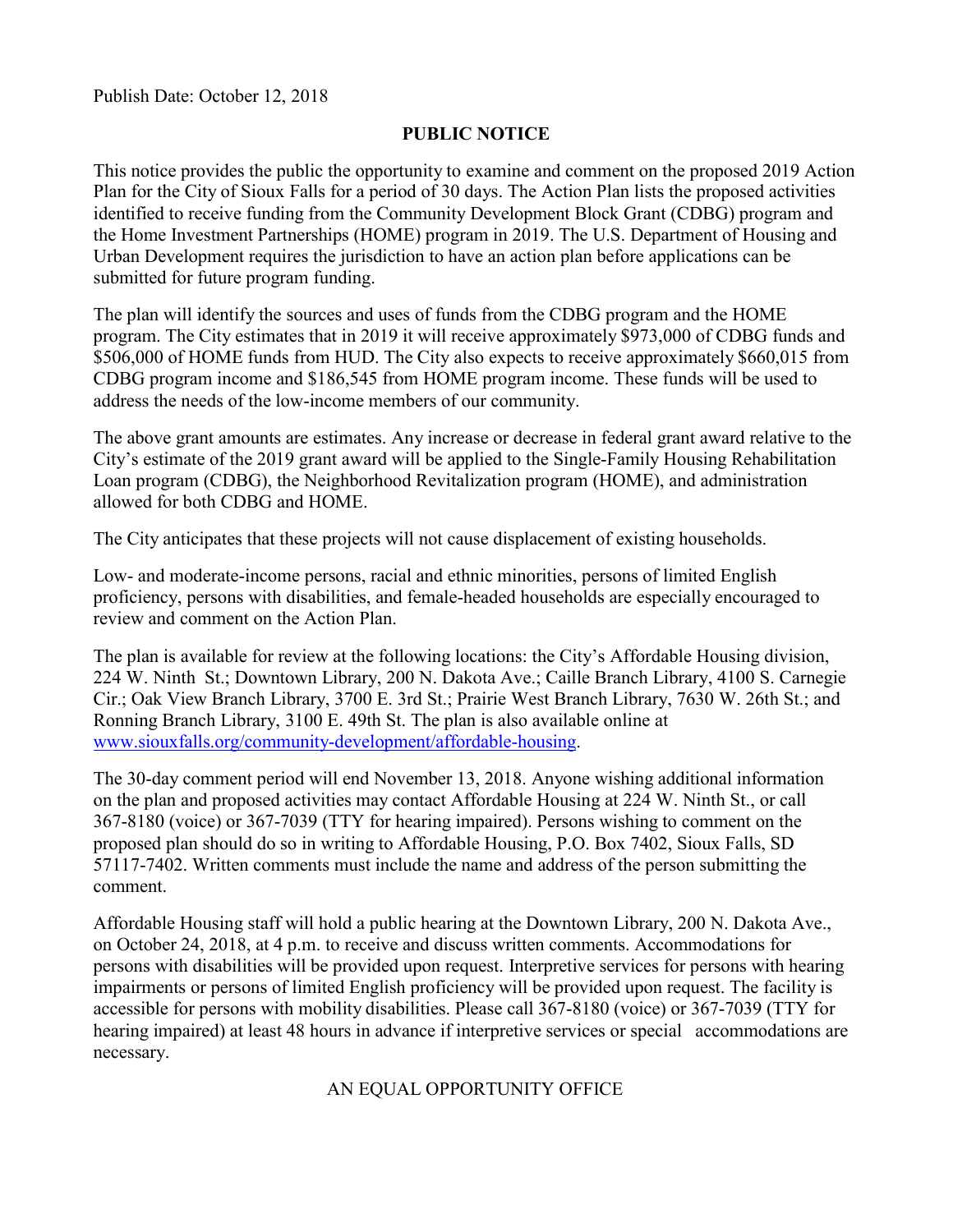Publish Date: October 12, 2018

**PUBLIC NOTICE**

This notice provides the public the opportunity to examine and comment on the proposed 2019 Action Plan for the City of Sioux Falls for a period of 30 days. The Action Plan lists the proposed activities identified to receive funding from the Community Development Block Grant (CDBG) program and the Home Investment Partnerships (HOME) program in 2019. The U.S. Department of Housing and Urban Development requires the jurisdiction to have an action plan before applications can be submitted for future program funding.

The plan will identify the sources and uses of funds from the CDBG program and the HOME program. The City estimates that in 2019 it will receive approximately $973,000 of CDBG funds and $506,000 of HOME funds from HUD. The City also expects to receive approximately $660,015 from CDBG program income and $186,545 from HOME program income. These funds will be used to address the needs of the low-income members of our community.

The above grant amounts are estimates. Any increase or decrease in federal grant award relative to the City's estimate of the 2019 grant award will be applied to the Single-Family Housing Rehabilitation Loan program (CDBG), the Neighborhood Revitalization program (HOME), and administration allowed for both CDBG and HOME.

The City anticipates that these projects will not cause displacement of existing households.

Low- and moderate-income persons, racial and ethnic minorities, persons of limited English proficiency, persons with disabilities, and female-headed households are especially encouraged to review and comment on the Action Plan.

The plan is available for review at the following locations: the City's Affordable Housing division, 224 W. Ninth St.; Downtown Library, 200 N. Dakota Ave.; Caille Branch Library, 4100 S. Carnegie Cir.; Oak View Branch Library, 3700 E. 3rd St.; Prairie West Branch Library, 7630 W. 26th St.; and Ronning Branch Library, 3100 E. 49th St. The plan is also available online at www.siouxfalls.org/community-development/affordable-housing.

The 30-day comment period will end November 13, 2018. Anyone wishing additional information on the plan and proposed activities may contact Affordable Housing at 224 W. Ninth St., or call 367-8180 (voice) or 367-7039 (TTY for hearing impaired). Persons wishing to comment on the proposed plan should do so in writing to Affordable Housing, P.O. Box 7402, Sioux Falls, SD 57117-7402. Written comments must include the name and address of the person submitting the comment.

Affordable Housing staff will hold a public hearing at the Downtown Library, 200 N. Dakota Ave., on October 24, 2018, at 4 p.m. to receive and discuss written comments. Accommodations for persons with disabilities will be provided upon request. Interpretive services for persons with hearing impairments or persons of limited English proficiency will be provided upon request. The facility is accessible for persons with mobility disabilities. Please call 367-8180 (voice) or 367-7039 (TTY for hearing impaired) at least 48 hours in advance if interpretive services or special accommodations are necessary.

AN EQUAL OPPORTUNITY OFFICE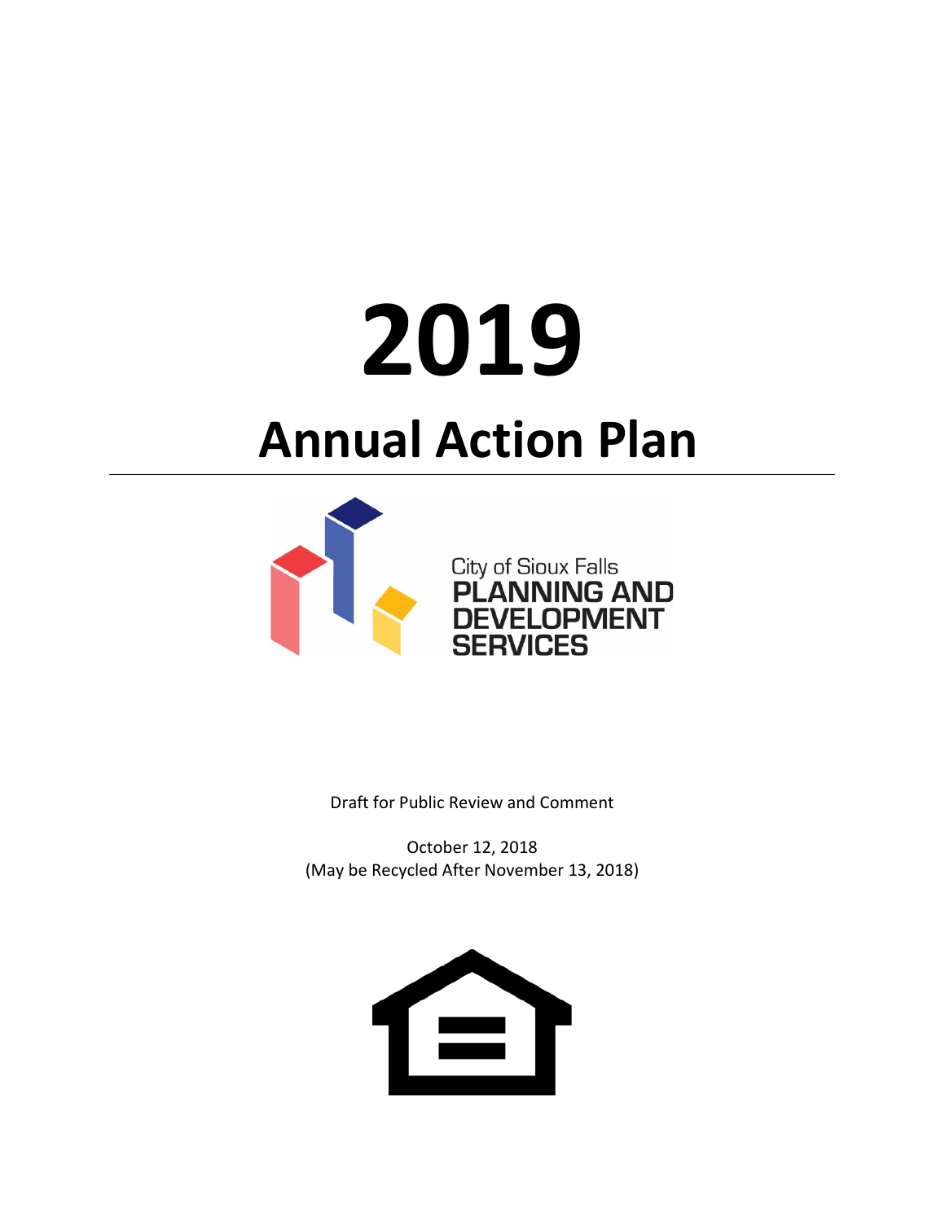# 2019

# Annual Action Plan

City of Sioux Falls
PLANNING AND DEVELOPMENT SERVICES

Draft for Public Review and Comment

October 12, 2018
(May be Recycled After November 13, 2018)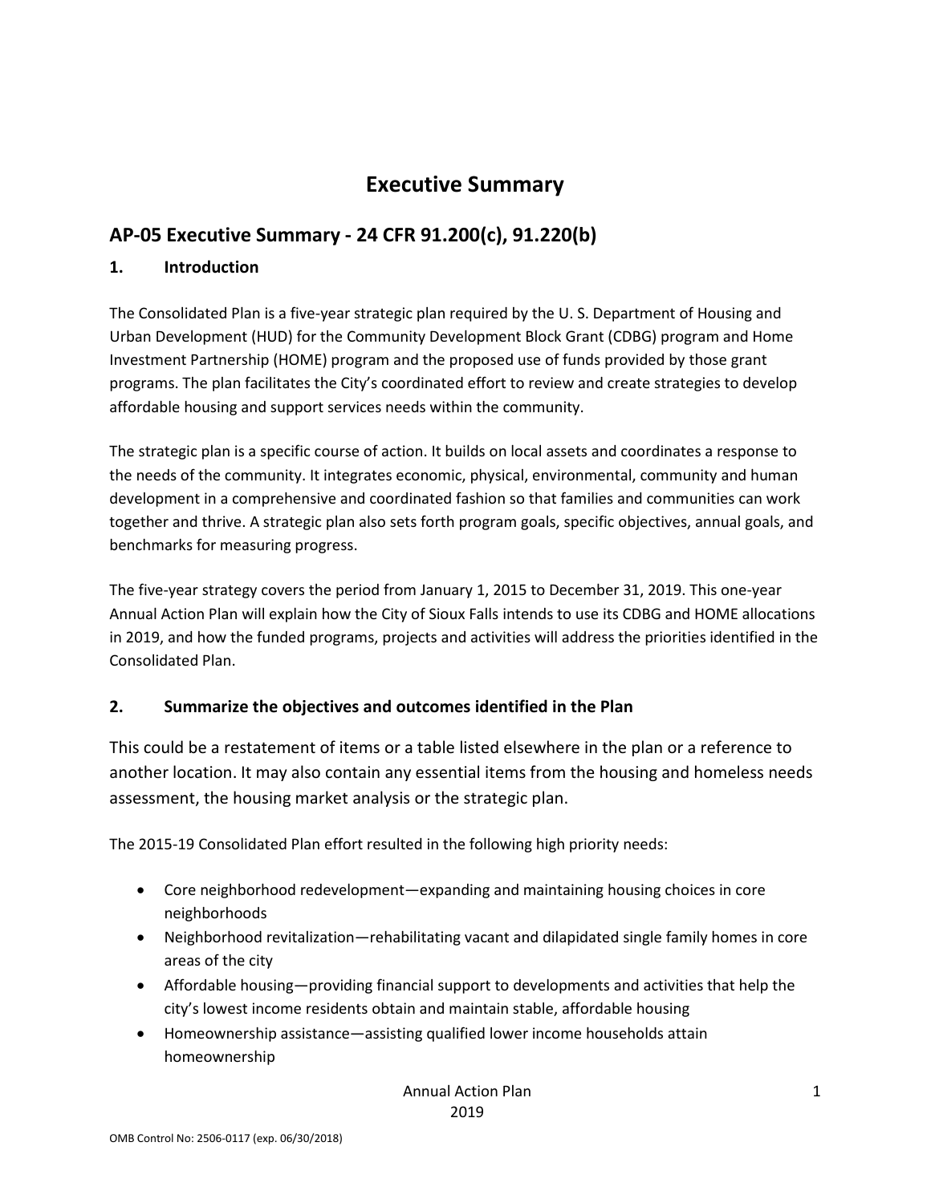# Executive Summary

## AP-05 Executive Summary - 24 CFR 91.200(c), 91.220(b)

### 1. Introduction

The Consolidated Plan is a five-year strategic plan required by the U. S. Department of Housing and Urban Development (HUD) for the Community Development Block Grant (CDBG) program and Home Investment Partnership (HOME) program and the proposed use of funds provided by those grant programs. The plan facilitates the City's coordinated effort to review and create strategies to develop affordable housing and support services needs within the community.

The strategic plan is a specific course of action. It builds on local assets and coordinates a response to the needs of the community. It integrates economic, physical, environmental, community and human development in a comprehensive and coordinated fashion so that families and communities can work together and thrive. A strategic plan also sets forth program goals, specific objectives, annual goals, and benchmarks for measuring progress.

The five-year strategy covers the period from January 1, 2015 to December 31, 2019. This one-year Annual Action Plan will explain how the City of Sioux Falls intends to use its CDBG and HOME allocations in 2019, and how the funded programs, projects and activities will address the priorities identified in the Consolidated Plan.

### 2. Summarize the objectives and outcomes identified in the Plan

This could be a restatement of items or a table listed elsewhere in the plan or a reference to another location. It may also contain any essential items from the housing and homeless needs assessment, the housing market analysis or the strategic plan.

The 2015-19 Consolidated Plan effort resulted in the following high priority needs:

- Core neighborhood redevelopment—expanding and maintaining housing choices in core neighborhoods
- Neighborhood revitalization—rehabilitating vacant and dilapidated single family homes in core areas of the city
- Affordable housing—providing financial support to developments and activities that help the city's lowest income residents obtain and maintain stable, affordable housing
- Homeownership assistance—assisting qualified lower income households attain homeownership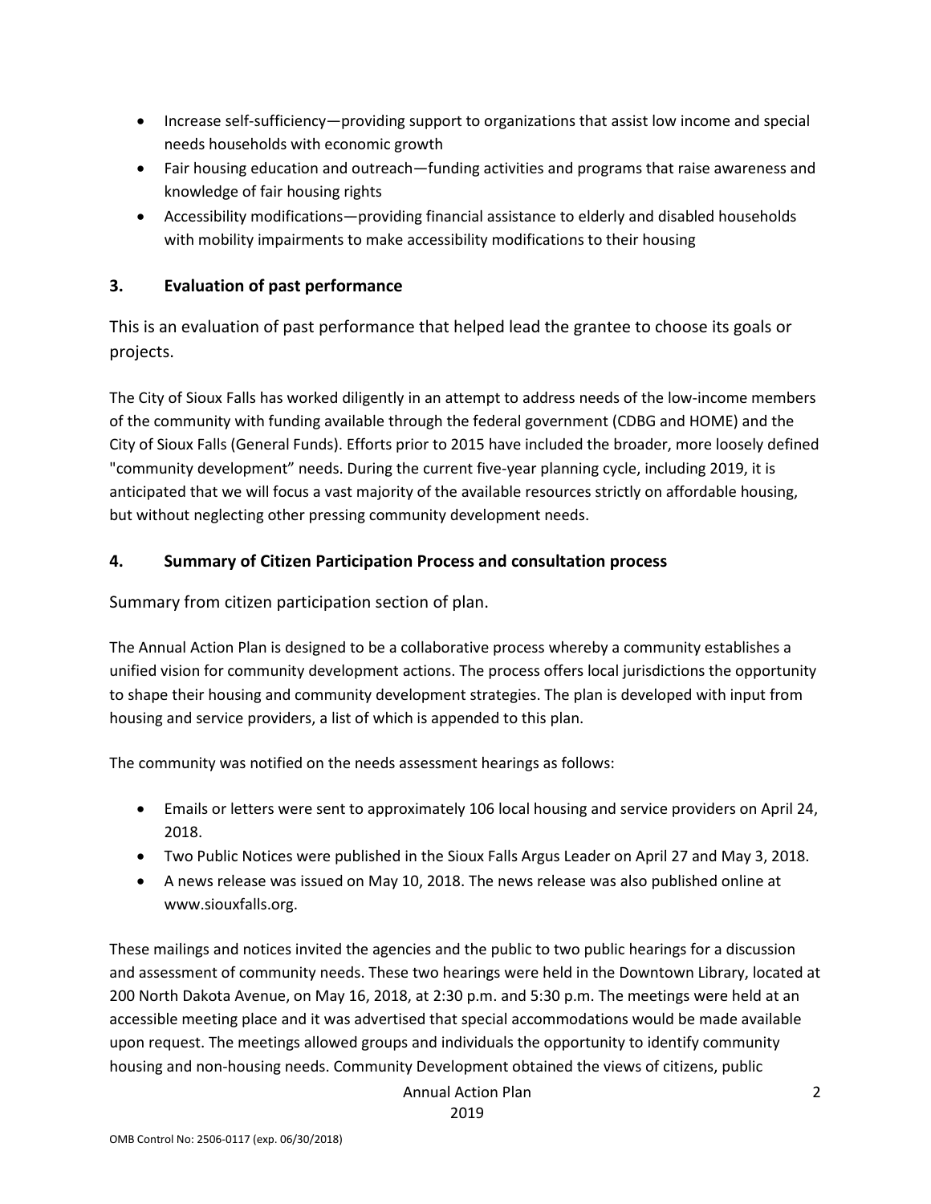- Increase self-sufficiency—providing support to organizations that assist low income and special needs households with economic growth
- Fair housing education and outreach—funding activities and programs that raise awareness and knowledge of fair housing rights
- Accessibility modifications—providing financial assistance to elderly and disabled households with mobility impairments to make accessibility modifications to their housing

## 3. Evaluation of past performance

This is an evaluation of past performance that helped lead the grantee to choose its goals or projects.

The City of Sioux Falls has worked diligently in an attempt to address needs of the low-income members of the community with funding available through the federal government (CDBG and HOME) and the City of Sioux Falls (General Funds). Efforts prior to 2015 have included the broader, more loosely defined "community development" needs. During the current five-year planning cycle, including 2019, it is anticipated that we will focus a vast majority of the available resources strictly on affordable housing, but without neglecting other pressing community development needs.

## 4. Summary of Citizen Participation Process and consultation process

Summary from citizen participation section of plan.

The Annual Action Plan is designed to be a collaborative process whereby a community establishes a unified vision for community development actions. The process offers local jurisdictions the opportunity to shape their housing and community development strategies. The plan is developed with input from housing and service providers, a list of which is appended to this plan.

The community was notified on the needs assessment hearings as follows:

- Emails or letters were sent to approximately 106 local housing and service providers on April 24, 2018.
- Two Public Notices were published in the Sioux Falls Argus Leader on April 27 and May 3, 2018.
- A news release was issued on May 10, 2018. The news release was also published online at www.siouxfalls.org.

These mailings and notices invited the agencies and the public to two public hearings for a discussion and assessment of community needs. These two hearings were held in the Downtown Library, located at 200 North Dakota Avenue, on May 16, 2018, at 2:30 p.m. and 5:30 p.m. The meetings were held at an accessible meeting place and it was advertised that special accommodations would be made available upon request. The meetings allowed groups and individuals the opportunity to identify community housing and non-housing needs. Community Development obtained the views of citizens, public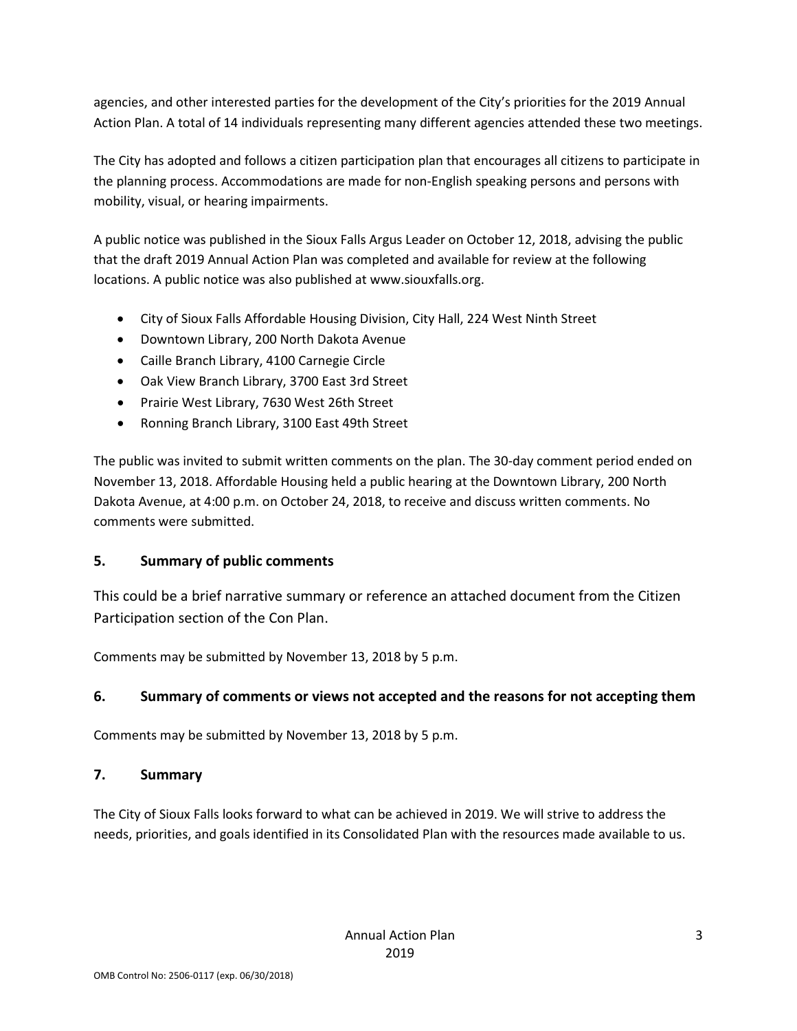agencies, and other interested parties for the development of the City's priorities for the 2019 Annual Action Plan. A total of 14 individuals representing many different agencies attended these two meetings.

The City has adopted and follows a citizen participation plan that encourages all citizens to participate in the planning process. Accommodations are made for non-English speaking persons and persons with mobility, visual, or hearing impairments.

A public notice was published in the Sioux Falls Argus Leader on October 12, 2018, advising the public that the draft 2019 Annual Action Plan was completed and available for review at the following locations. A public notice was also published at www.siouxfalls.org.

- City of Sioux Falls Affordable Housing Division, City Hall, 224 West Ninth Street
- Downtown Library, 200 North Dakota Avenue
- Caille Branch Library, 4100 Carnegie Circle
- Oak View Branch Library, 3700 East 3rd Street
- Prairie West Library, 7630 West 26th Street
- Ronning Branch Library, 3100 East 49th Street

The public was invited to submit written comments on the plan. The 30-day comment period ended on November 13, 2018. Affordable Housing held a public hearing at the Downtown Library, 200 North Dakota Avenue, at 4:00 p.m. on October 24, 2018, to receive and discuss written comments. No comments were submitted.

## 5. Summary of public comments

This could be a brief narrative summary or reference an attached document from the Citizen Participation section of the Con Plan.

Comments may be submitted by November 13, 2018 by 5 p.m.

## 6. Summary of comments or views not accepted and the reasons for not accepting them

Comments may be submitted by November 13, 2018 by 5 p.m.

## 7. Summary

The City of Sioux Falls looks forward to what can be achieved in 2019. We will strive to address the needs, priorities, and goals identified in its Consolidated Plan with the resources made available to us.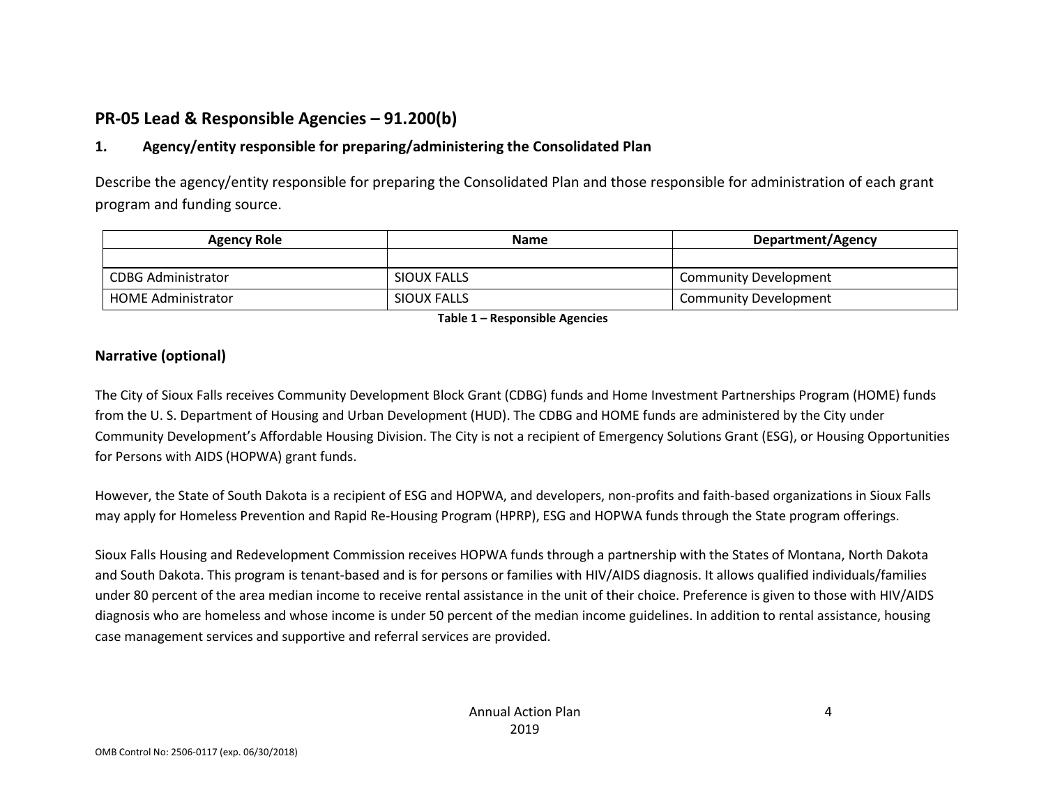## PR-05 Lead & Responsible Agencies – 91.200(b)

### 1. Agency/entity responsible for preparing/administering the Consolidated Plan

Describe the agency/entity responsible for preparing the Consolidated Plan and those responsible for administration of each grant program and funding source.

| Agency Role | Name | Department/Agency |
|---|---|---|
| | | |
| CDBG Administrator | SIOUX FALLS | Community Development |
| HOME Administrator | SIOUX FALLS | Community Development |

**Table 1 – Responsible Agencies**

### Narrative (optional)

The City of Sioux Falls receives Community Development Block Grant (CDBG) funds and Home Investment Partnerships Program (HOME) funds from the U. S. Department of Housing and Urban Development (HUD). The CDBG and HOME funds are administered by the City under Community Development's Affordable Housing Division. The City is not a recipient of Emergency Solutions Grant (ESG), or Housing Opportunities for Persons with AIDS (HOPWA) grant funds.

However, the State of South Dakota is a recipient of ESG and HOPWA, and developers, non-profits and faith-based organizations in Sioux Falls may apply for Homeless Prevention and Rapid Re-Housing Program (HPRP), ESG and HOPWA funds through the State program offerings.

Sioux Falls Housing and Redevelopment Commission receives HOPWA funds through a partnership with the States of Montana, North Dakota and South Dakota. This program is tenant-based and is for persons or families with HIV/AIDS diagnosis. It allows qualified individuals/families under 80 percent of the area median income to receive rental assistance in the unit of their choice. Preference is given to those with HIV/AIDS diagnosis who are homeless and whose income is under 50 percent of the median income guidelines. In addition to rental assistance, housing case management services and supportive and referral services are provided.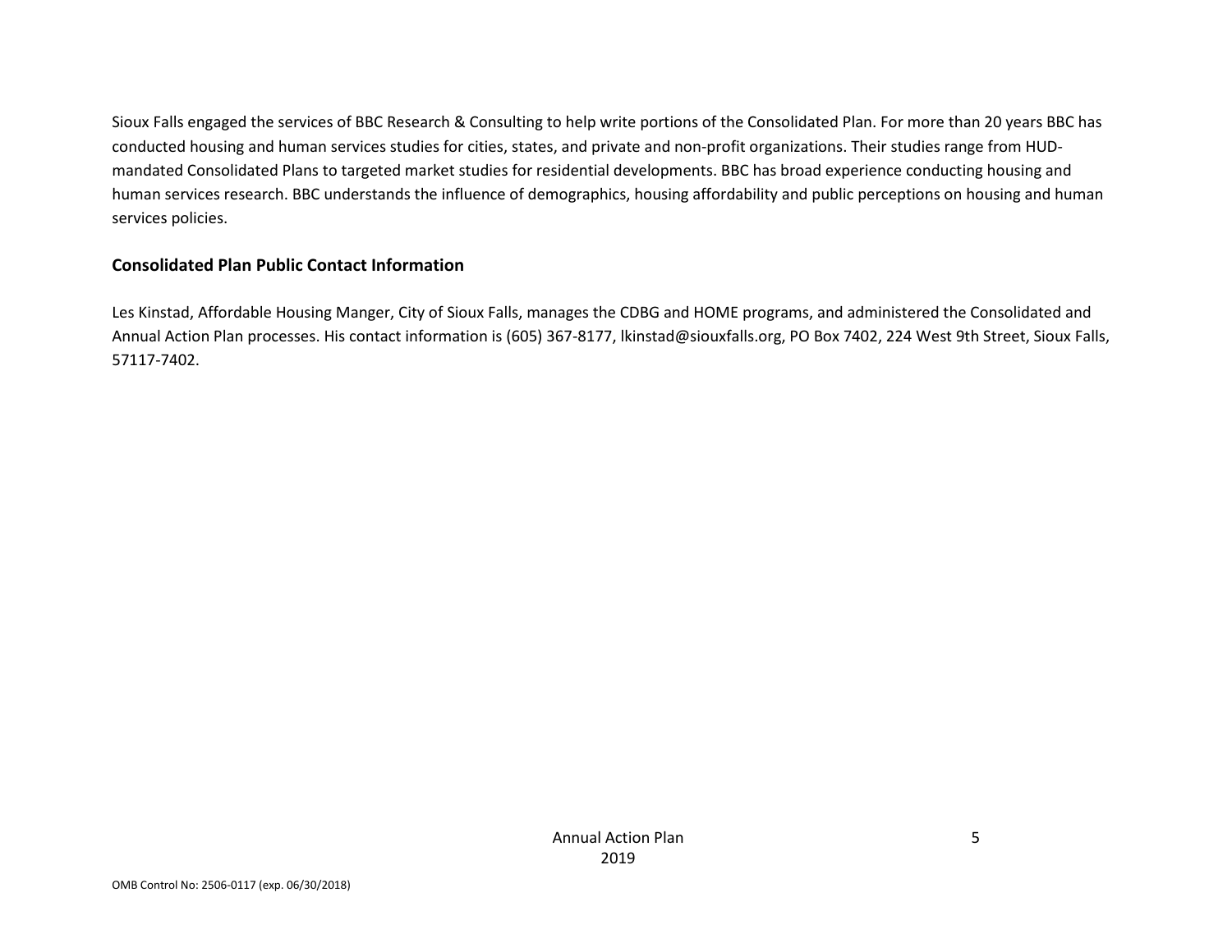Sioux Falls engaged the services of BBC Research & Consulting to help write portions of the Consolidated Plan. For more than 20 years BBC has conducted housing and human services studies for cities, states, and private and non-profit organizations. Their studies range from HUD-mandated Consolidated Plans to targeted market studies for residential developments. BBC has broad experience conducting housing and human services research. BBC understands the influence of demographics, housing affordability and public perceptions on housing and human services policies.

**Consolidated Plan Public Contact Information**

Les Kinstad, Affordable Housing Manger, City of Sioux Falls, manages the CDBG and HOME programs, and administered the Consolidated and Annual Action Plan processes. His contact information is (605) 367-8177, lkinstad@siouxfalls.org, PO Box 7402, 224 West 9th Street, Sioux Falls, 57117-7402.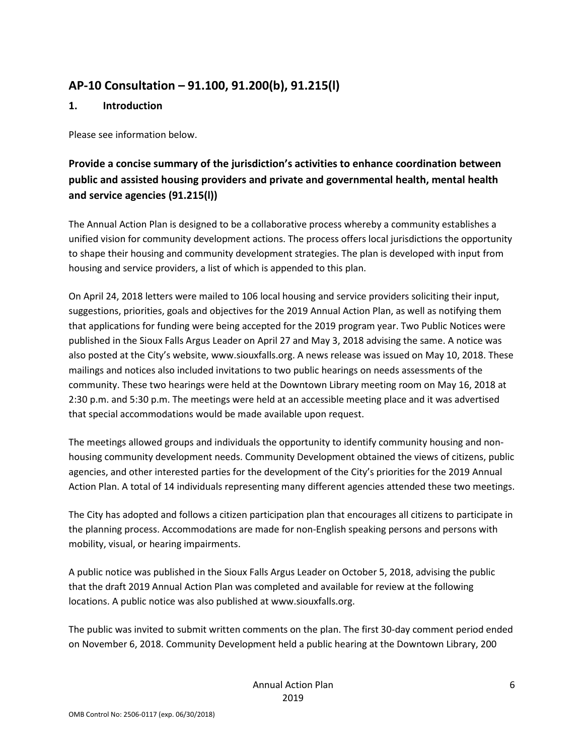## AP-10 Consultation – 91.100, 91.200(b), 91.215(l)

### 1. Introduction

Please see information below.

### Provide a concise summary of the jurisdiction's activities to enhance coordination between public and assisted housing providers and private and governmental health, mental health and service agencies (91.215(l))

The Annual Action Plan is designed to be a collaborative process whereby a community establishes a unified vision for community development actions. The process offers local jurisdictions the opportunity to shape their housing and community development strategies. The plan is developed with input from housing and service providers, a list of which is appended to this plan.

On April 24, 2018 letters were mailed to 106 local housing and service providers soliciting their input, suggestions, priorities, goals and objectives for the 2019 Annual Action Plan, as well as notifying them that applications for funding were being accepted for the 2019 program year. Two Public Notices were published in the Sioux Falls Argus Leader on April 27 and May 3, 2018 advising the same. A notice was also posted at the City's website, www.siouxfalls.org. A news release was issued on May 10, 2018. These mailings and notices also included invitations to two public hearings on needs assessments of the community. These two hearings were held at the Downtown Library meeting room on May 16, 2018 at 2:30 p.m. and 5:30 p.m. The meetings were held at an accessible meeting place and it was advertised that special accommodations would be made available upon request.

The meetings allowed groups and individuals the opportunity to identify community housing and non-housing community development needs. Community Development obtained the views of citizens, public agencies, and other interested parties for the development of the City's priorities for the 2019 Annual Action Plan. A total of 14 individuals representing many different agencies attended these two meetings.

The City has adopted and follows a citizen participation plan that encourages all citizens to participate in the planning process. Accommodations are made for non-English speaking persons and persons with mobility, visual, or hearing impairments.

A public notice was published in the Sioux Falls Argus Leader on October 5, 2018, advising the public that the draft 2019 Annual Action Plan was completed and available for review at the following locations. A public notice was also published at www.siouxfalls.org.

The public was invited to submit written comments on the plan. The first 30-day comment period ended on November 6, 2018. Community Development held a public hearing at the Downtown Library, 200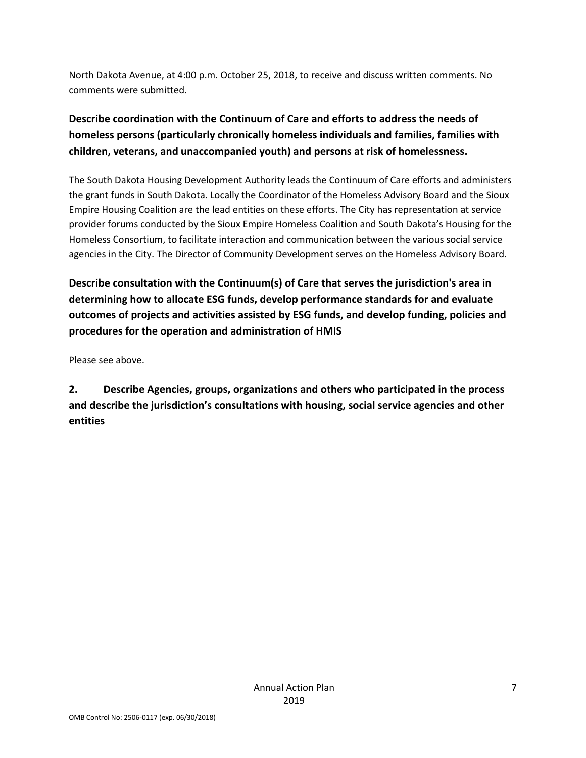North Dakota Avenue, at 4:00 p.m. October 25, 2018, to receive and discuss written comments. No comments were submitted.

**Describe coordination with the Continuum of Care and efforts to address the needs of homeless persons (particularly chronically homeless individuals and families, families with children, veterans, and unaccompanied youth) and persons at risk of homelessness.**

The South Dakota Housing Development Authority leads the Continuum of Care efforts and administers the grant funds in South Dakota. Locally the Coordinator of the Homeless Advisory Board and the Sioux Empire Housing Coalition are the lead entities on these efforts. The City has representation at service provider forums conducted by the Sioux Empire Homeless Coalition and South Dakota's Housing for the Homeless Consortium, to facilitate interaction and communication between the various social service agencies in the City. The Director of Community Development serves on the Homeless Advisory Board.

**Describe consultation with the Continuum(s) of Care that serves the jurisdiction's area in determining how to allocate ESG funds, develop performance standards for and evaluate outcomes of projects and activities assisted by ESG funds, and develop funding, policies and procedures for the operation and administration of HMIS**

Please see above.

**2. Describe Agencies, groups, organizations and others who participated in the process and describe the jurisdiction's consultations with housing, social service agencies and other entities**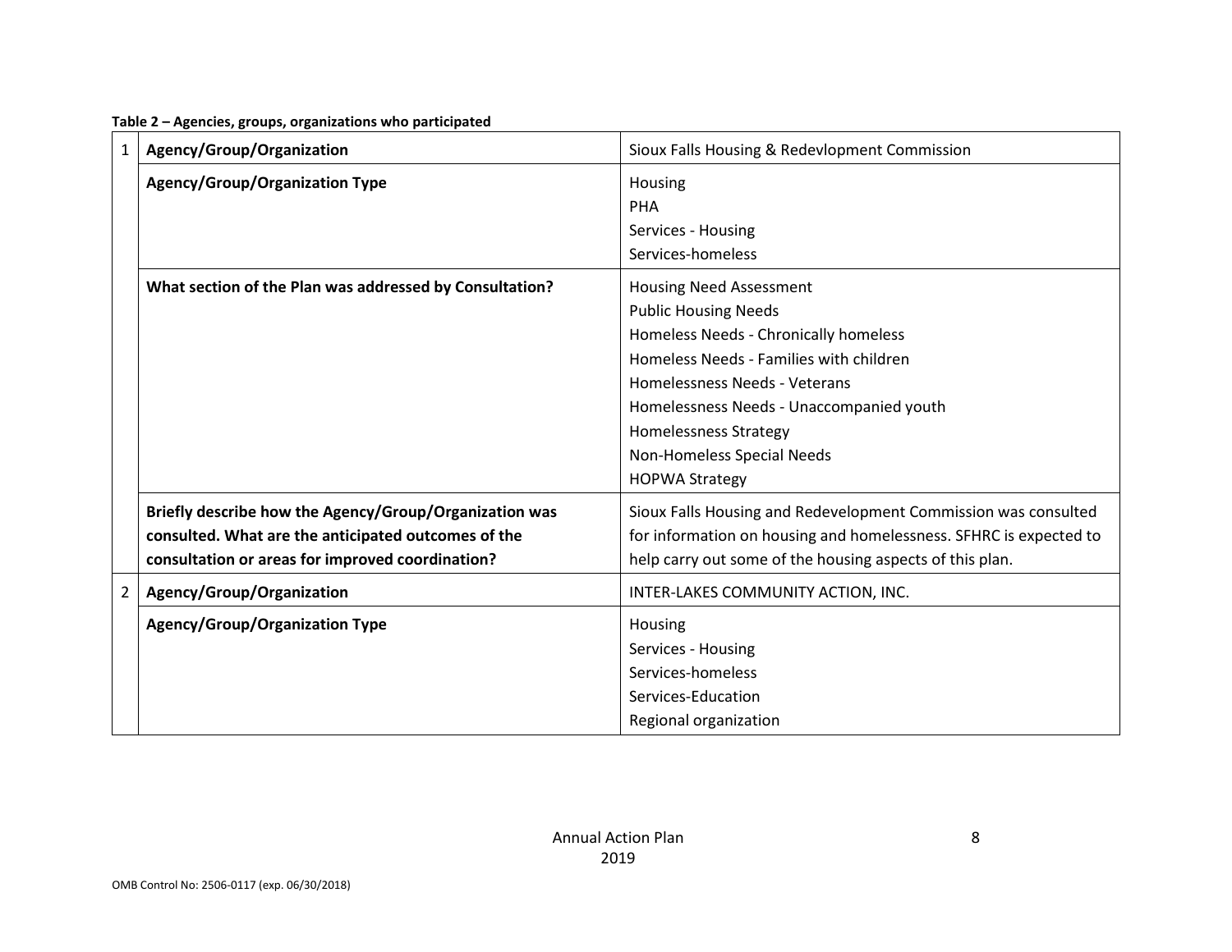**Table 2 – Agencies, groups, organizations who participated**

| | | |
|---|---|---|
| 1 | **Agency/Group/Organization** | Sioux Falls Housing & Redevlopment Commission |
| | **Agency/Group/Organization Type** | Housing<br>PHA<br>Services - Housing<br>Services-homeless |
| | **What section of the Plan was addressed by Consultation?** | Housing Need Assessment<br>Public Housing Needs<br>Homeless Needs - Chronically homeless<br>Homeless Needs - Families with children<br>Homelessness Needs - Veterans<br>Homelessness Needs - Unaccompanied youth<br>Homelessness Strategy<br>Non-Homeless Special Needs<br>HOPWA Strategy |
| | **Briefly describe how the Agency/Group/Organization was consulted. What are the anticipated outcomes of the consultation or areas for improved coordination?** | Sioux Falls Housing and Redevelopment Commission was consulted for information on housing and homelessness. SFHRC is expected to help carry out some of the housing aspects of this plan. |
| 2 | **Agency/Group/Organization** | INTER-LAKES COMMUNITY ACTION, INC. |
| | **Agency/Group/Organization Type** | Housing<br>Services - Housing<br>Services-homeless<br>Services-Education<br>Regional organization |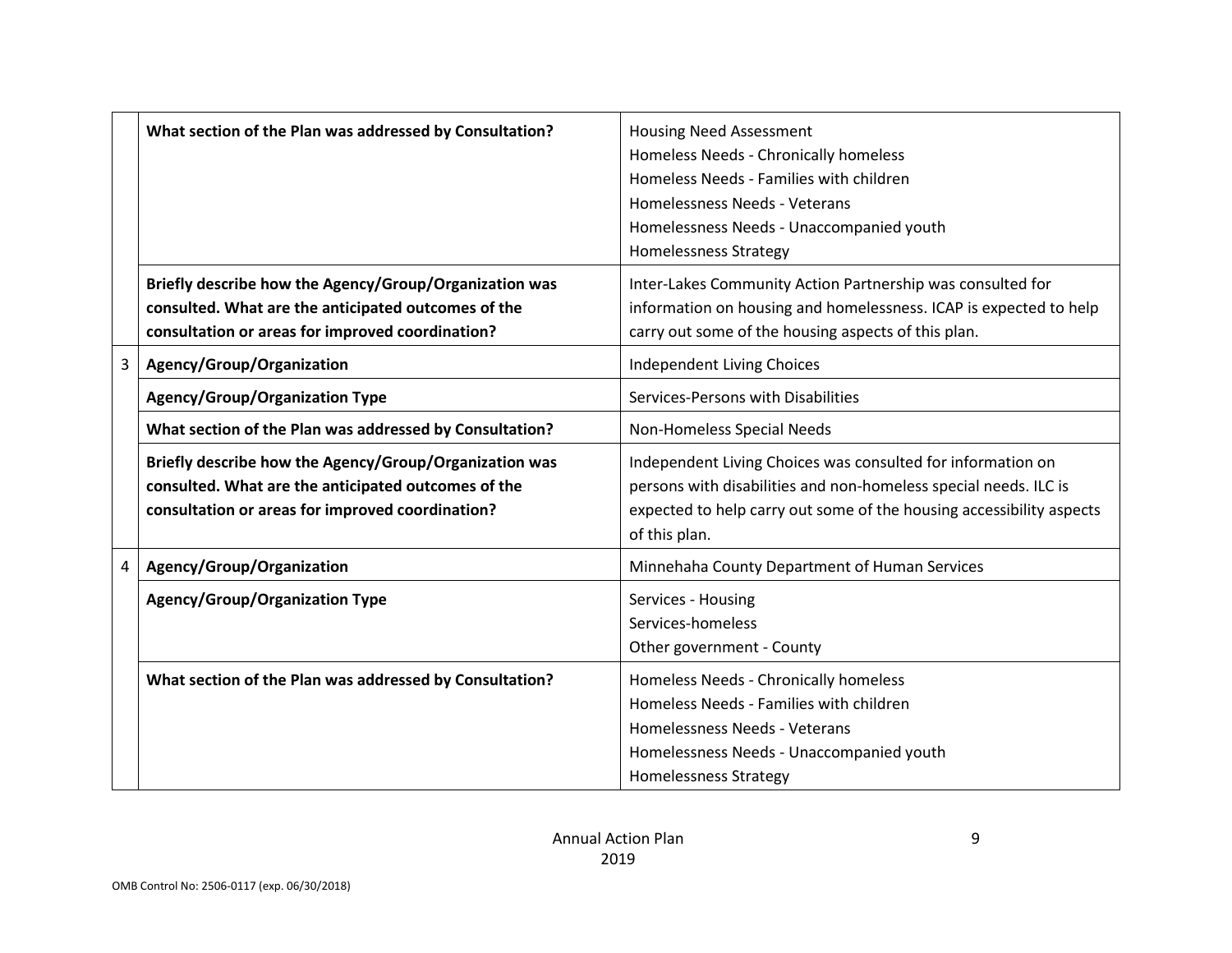| | | |
|---|---|---|
| | **What section of the Plan was addressed by Consultation?** | Housing Need Assessment<br>Homeless Needs - Chronically homeless<br>Homeless Needs - Families with children<br>Homelessness Needs - Veterans<br>Homelessness Needs - Unaccompanied youth<br>Homelessness Strategy |
| | **Briefly describe how the Agency/Group/Organization was consulted. What are the anticipated outcomes of the consultation or areas for improved coordination?** | Inter-Lakes Community Action Partnership was consulted for information on housing and homelessness. ICAP is expected to help carry out some of the housing aspects of this plan. |
| 3 | **Agency/Group/Organization** | Independent Living Choices |
| | **Agency/Group/Organization Type** | Services-Persons with Disabilities |
| | **What section of the Plan was addressed by Consultation?** | Non-Homeless Special Needs |
| | **Briefly describe how the Agency/Group/Organization was consulted. What are the anticipated outcomes of the consultation or areas for improved coordination?** | Independent Living Choices was consulted for information on persons with disabilities and non-homeless special needs. ILC is expected to help carry out some of the housing accessibility aspects of this plan. |
| 4 | **Agency/Group/Organization** | Minnehaha County Department of Human Services |
| | **Agency/Group/Organization Type** | Services - Housing<br>Services-homeless<br>Other government - County |
| | **What section of the Plan was addressed by Consultation?** | Homeless Needs - Chronically homeless<br>Homeless Needs - Families with children<br>Homelessness Needs - Veterans<br>Homelessness Needs - Unaccompanied youth<br>Homelessness Strategy |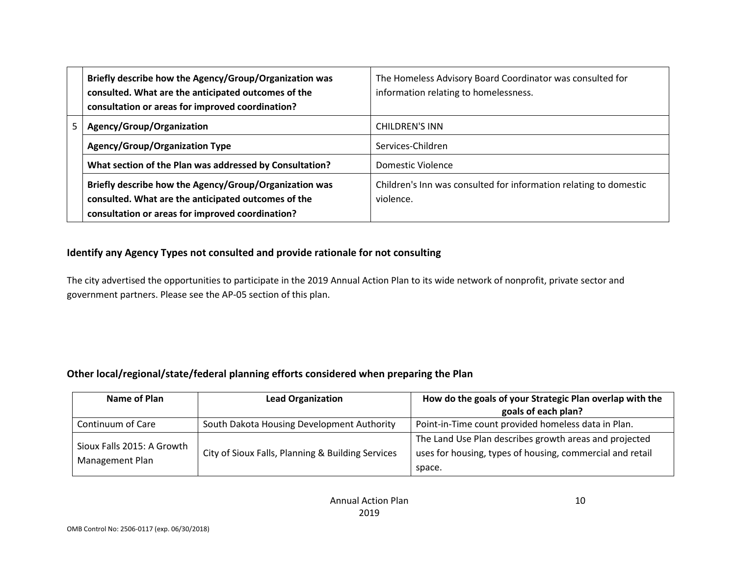| | | |
|---|---|---|
| | **Briefly describe how the Agency/Group/Organization was consulted. What are the anticipated outcomes of the consultation or areas for improved coordination?** | The Homeless Advisory Board Coordinator was consulted for information relating to homelessness. |
| 5 | **Agency/Group/Organization** | CHILDREN'S INN |
| | **Agency/Group/Organization Type** | Services-Children |
| | **What section of the Plan was addressed by Consultation?** | Domestic Violence |
| | **Briefly describe how the Agency/Group/Organization was consulted. What are the anticipated outcomes of the consultation or areas for improved coordination?** | Children's Inn was consulted for information relating to domestic violence. |

### Identify any Agency Types not consulted and provide rationale for not consulting

The city advertised the opportunities to participate in the 2019 Annual Action Plan to its wide network of nonprofit, private sector and government partners. Please see the AP-05 section of this plan.

### Other local/regional/state/federal planning efforts considered when preparing the Plan

| Name of Plan | Lead Organization | How do the goals of your Strategic Plan overlap with the goals of each plan? |
|---|---|---|
| Continuum of Care | South Dakota Housing Development Authority | Point-in-Time count provided homeless data in Plan. |
| Sioux Falls 2015: A Growth Management Plan | City of Sioux Falls, Planning & Building Services | The Land Use Plan describes growth areas and projected uses for housing, types of housing, commercial and retail space. |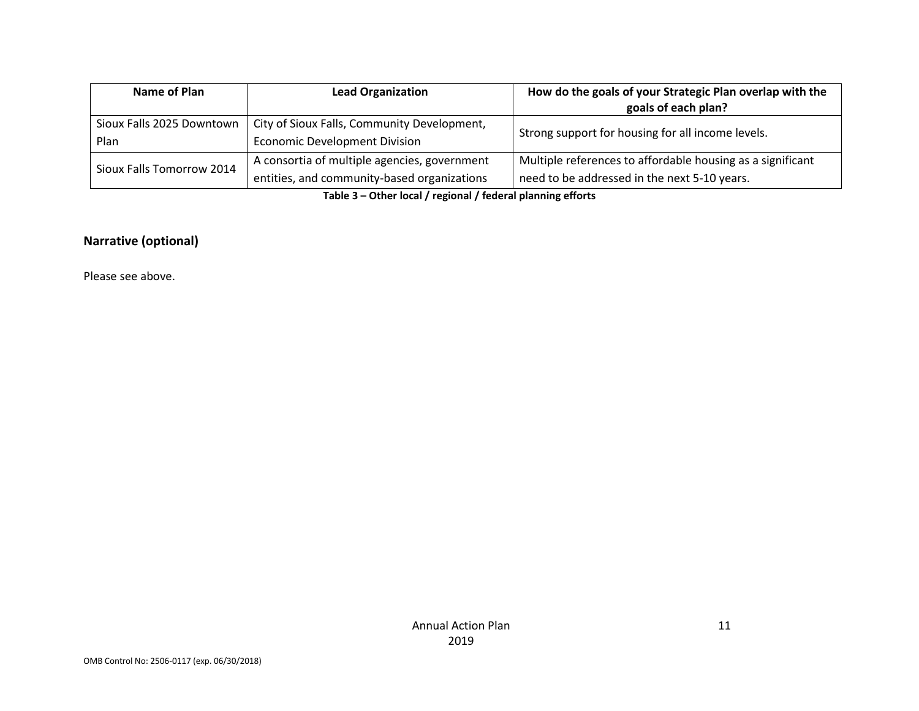| Name of Plan | Lead Organization | How do the goals of your Strategic Plan overlap with the goals of each plan? |
|---|---|---|
| Sioux Falls 2025 Downtown Plan | City of Sioux Falls, Community Development, Economic Development Division | Strong support for housing for all income levels. |
| Sioux Falls Tomorrow 2014 | A consortia of multiple agencies, government entities, and community-based organizations | Multiple references to affordable housing as a significant need to be addressed in the next 5-10 years. |

**Table 3 – Other local / regional / federal planning efforts**

## Narrative (optional)

Please see above.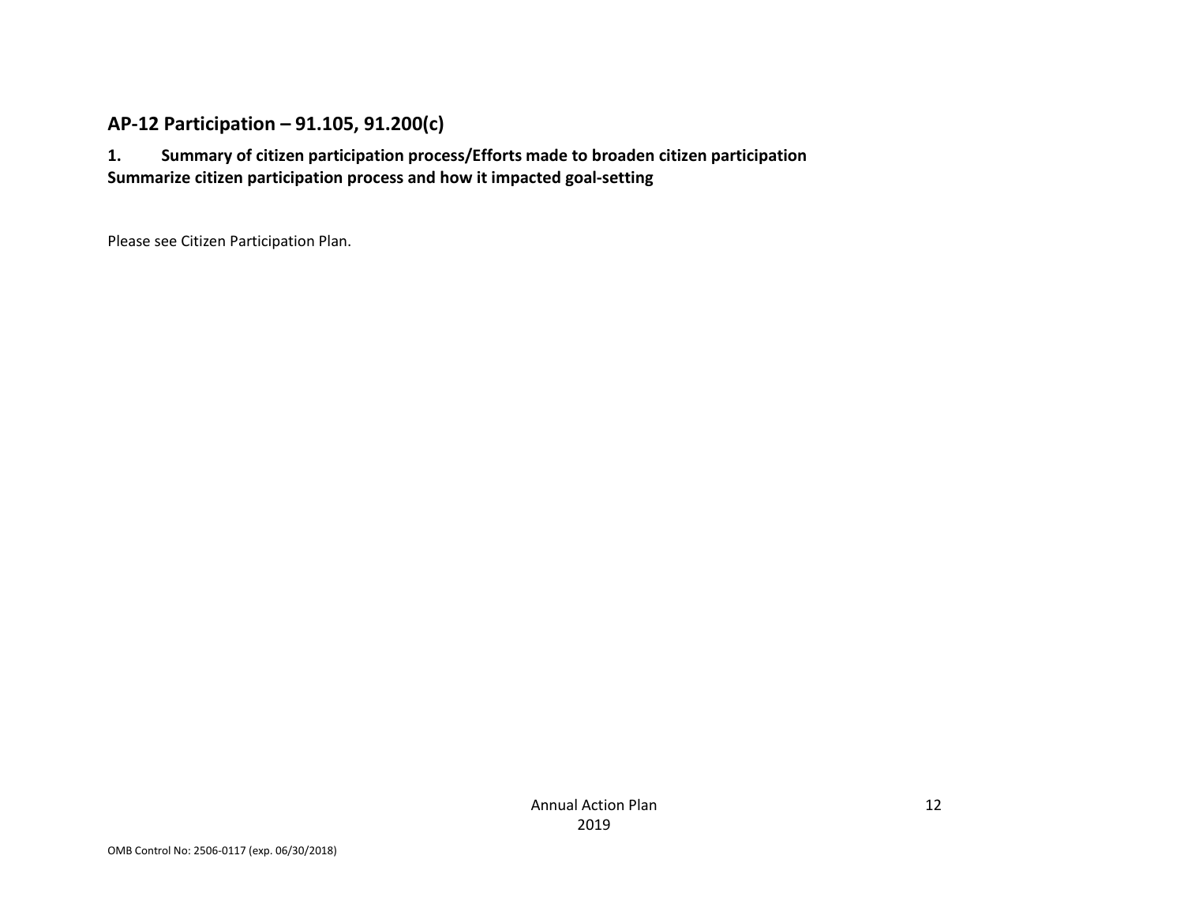## AP-12 Participation – 91.105, 91.200(c)

**1. Summary of citizen participation process/Efforts made to broaden citizen participation**
**Summarize citizen participation process and how it impacted goal-setting**

Please see Citizen Participation Plan.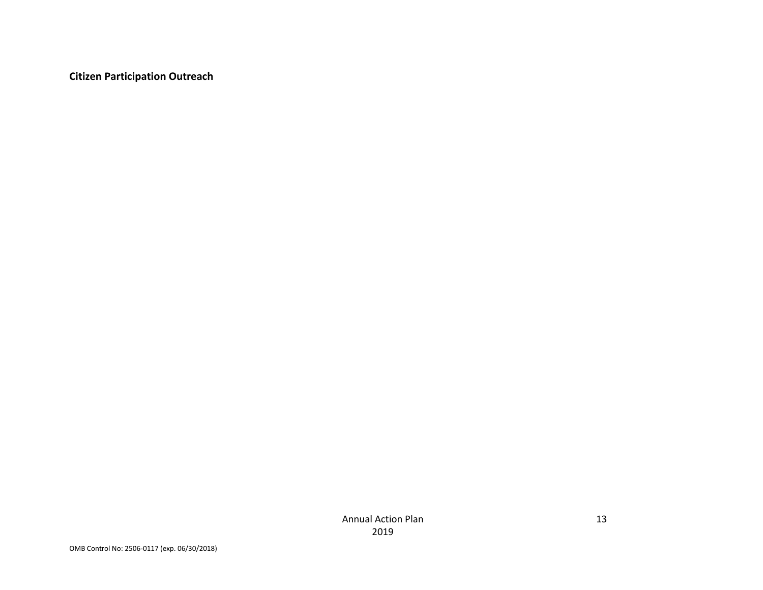**Citizen Participation Outreach**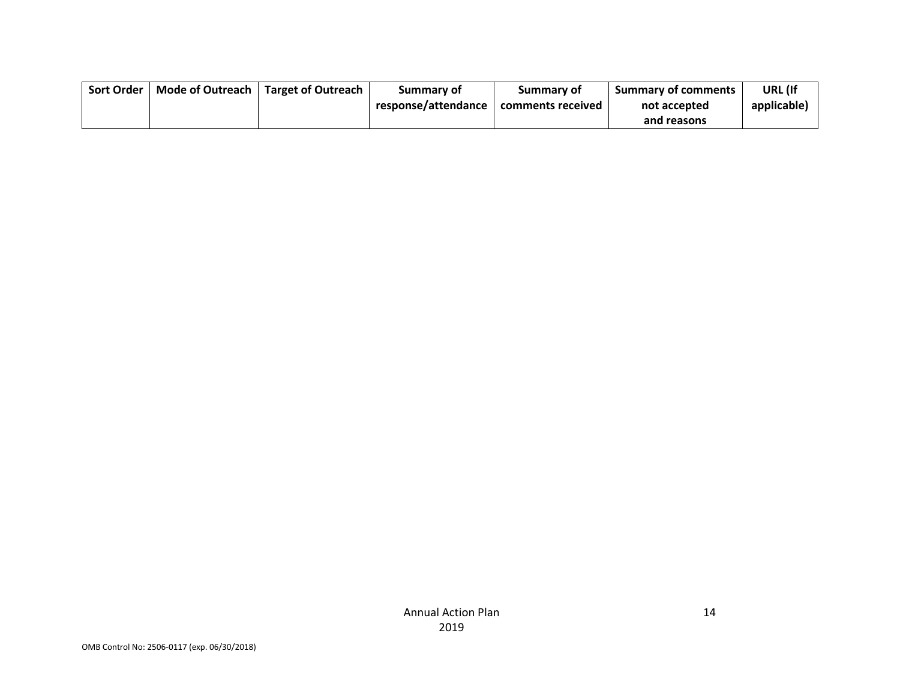| Sort Order | Mode of Outreach | Target of Outreach | Summary of response/attendance | Summary of comments received | Summary of comments not accepted and reasons | URL (If applicable) |
|---|---|---|---|---|---|---|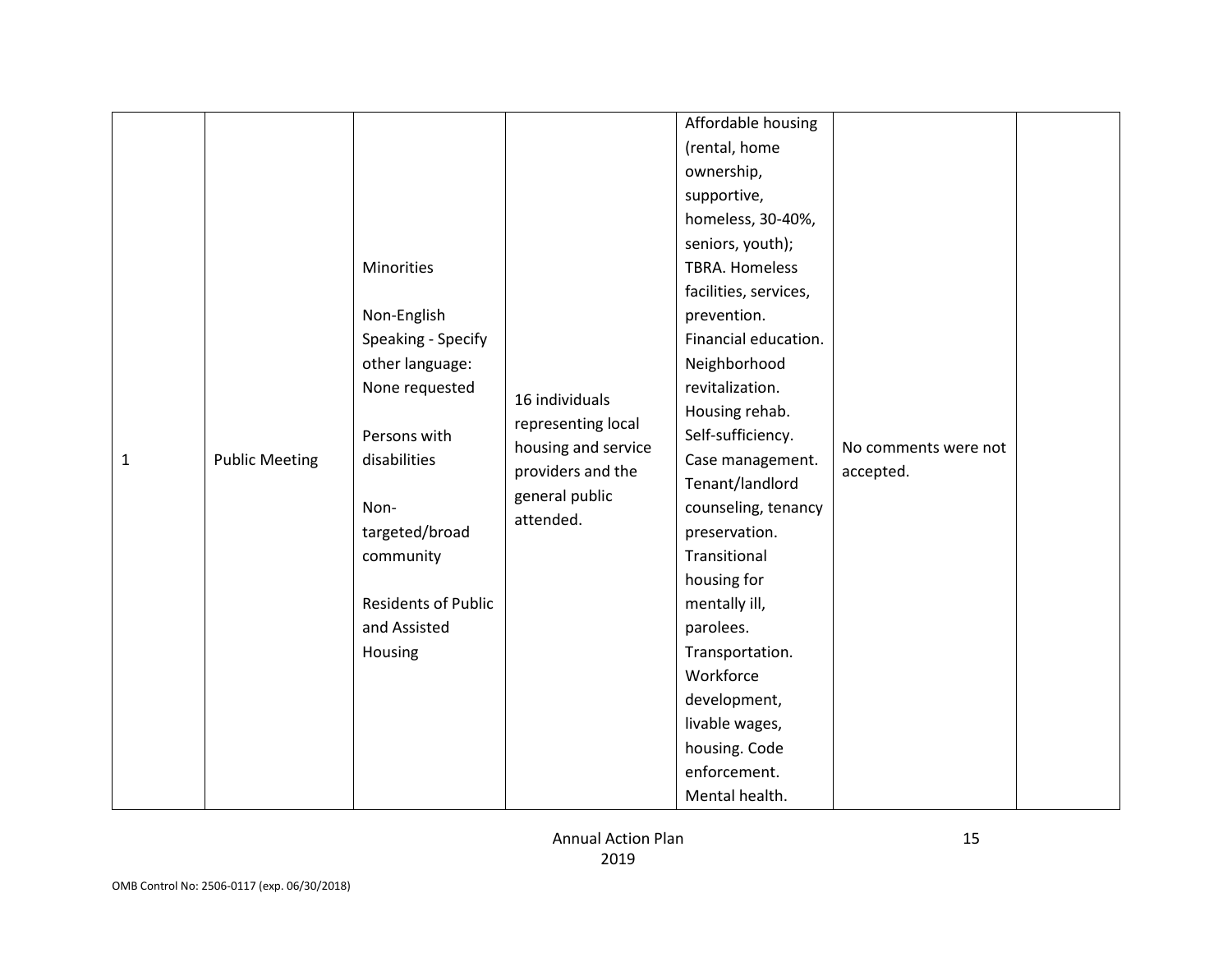| 1 | Public Meeting | Minorities<br><br>Non-English Speaking - Specify other language: None requested<br><br>Persons with disabilities<br><br>Non-targeted/broad community<br><br>Residents of Public and Assisted Housing | 16 individuals representing local housing and service providers and the general public attended. | Affordable housing (rental, home ownership, supportive, homeless, 30-40%, seniors, youth); TBRA. Homeless facilities, services, prevention. Financial education. Neighborhood revitalization. Housing rehab. Self-sufficiency. Case management. Tenant/landlord counseling, tenancy preservation. Transitional housing for mentally ill, parolees. Transportation. Workforce development, livable wages, housing. Code enforcement. Mental health. | No comments were not accepted. | |
|---|---|---|---|---|---|---|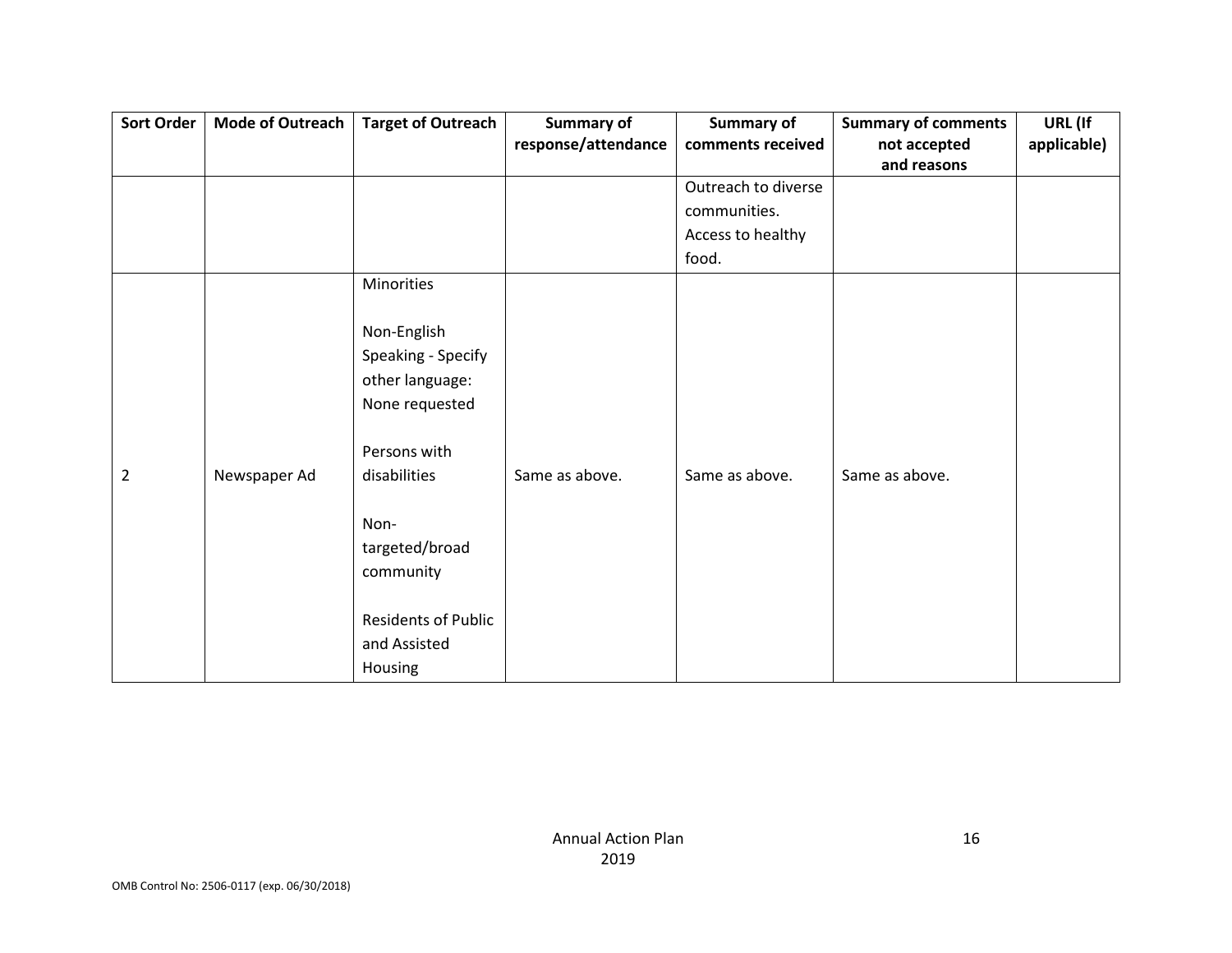| Sort Order | Mode of Outreach | Target of Outreach | Summary of response/attendance | Summary of comments received | Summary of comments not accepted and reasons | URL (If applicable) |
|---|---|---|---|---|---|---|
| | | | | Outreach to diverse communities. Access to healthy food. | | |
| 2 | Newspaper Ad | Minorities<br><br>Non-English Speaking - Specify other language: None requested<br><br>Persons with disabilities<br><br>Non-targeted/broad community<br><br>Residents of Public and Assisted Housing | Same as above. | Same as above. | Same as above. | |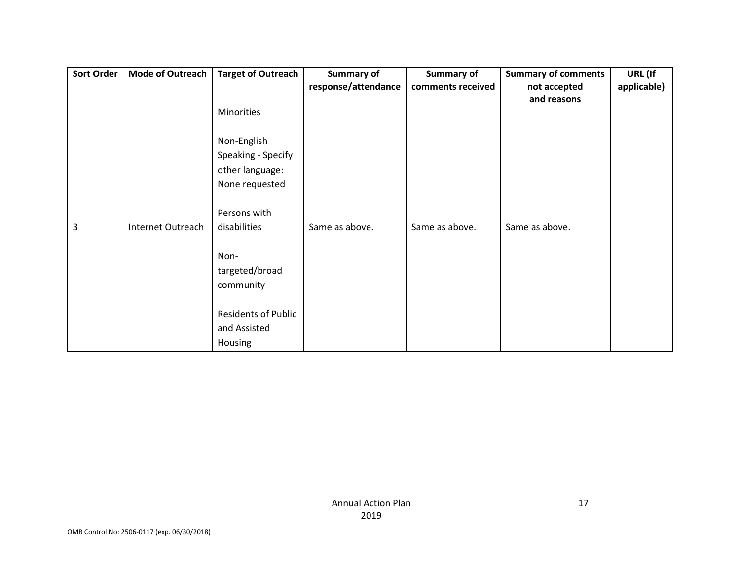| Sort Order | Mode of Outreach | Target of Outreach | Summary of response/attendance | Summary of comments received | Summary of comments not accepted and reasons | URL (If applicable) |
|---|---|---|---|---|---|---|
| 3 | Internet Outreach | Minorities<br><br>Non-English Speaking - Specify other language: None requested<br><br>Persons with disabilities<br><br>Non-targeted/broad community<br><br>Residents of Public and Assisted Housing | Same as above. | Same as above. | Same as above. | |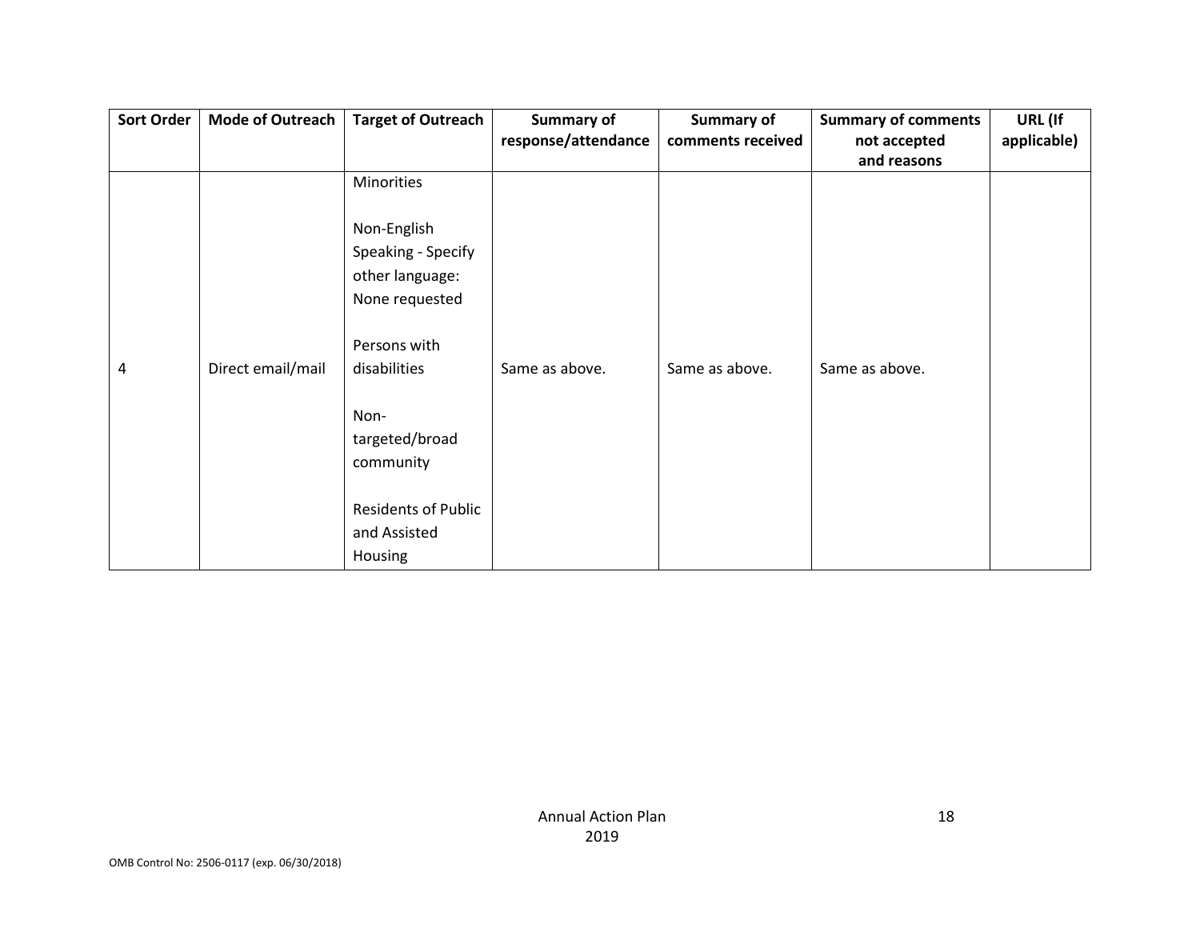| Sort Order | Mode of Outreach | Target of Outreach | Summary of response/attendance | Summary of comments received | Summary of comments not accepted and reasons | URL (If applicable) |
|---|---|---|---|---|---|---|
| 4 | Direct email/mail | Minorities<br><br>Non-English Speaking - Specify other language: None requested<br><br>Persons with disabilities<br><br>Non-targeted/broad community<br><br>Residents of Public and Assisted Housing | Same as above. | Same as above. | Same as above. | |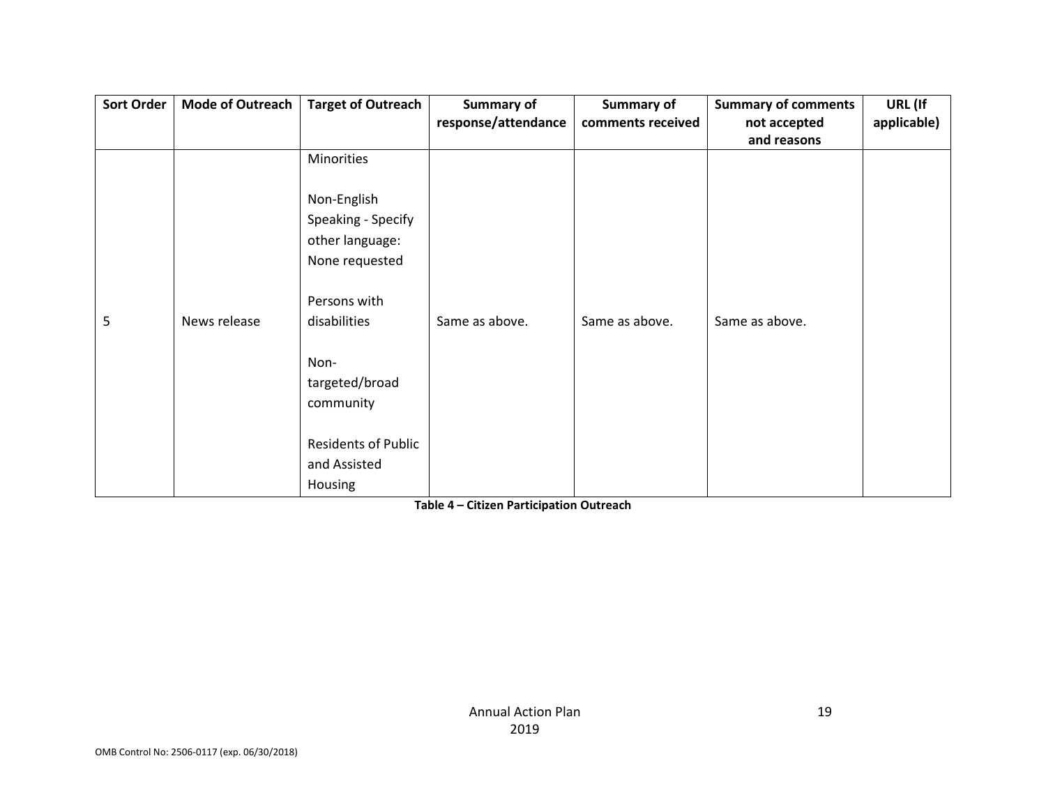| Sort Order | Mode of Outreach | Target of Outreach | Summary of response/attendance | Summary of comments received | Summary of comments not accepted and reasons | URL (If applicable) |
|---|---|---|---|---|---|---|
| 5 | News release | Minorities<br><br>Non-English Speaking - Specify other language: None requested<br><br>Persons with disabilities<br><br>Non-targeted/broad community<br><br>Residents of Public and Assisted Housing | Same as above. | Same as above. | Same as above. | |

**Table 4 – Citizen Participation Outreach**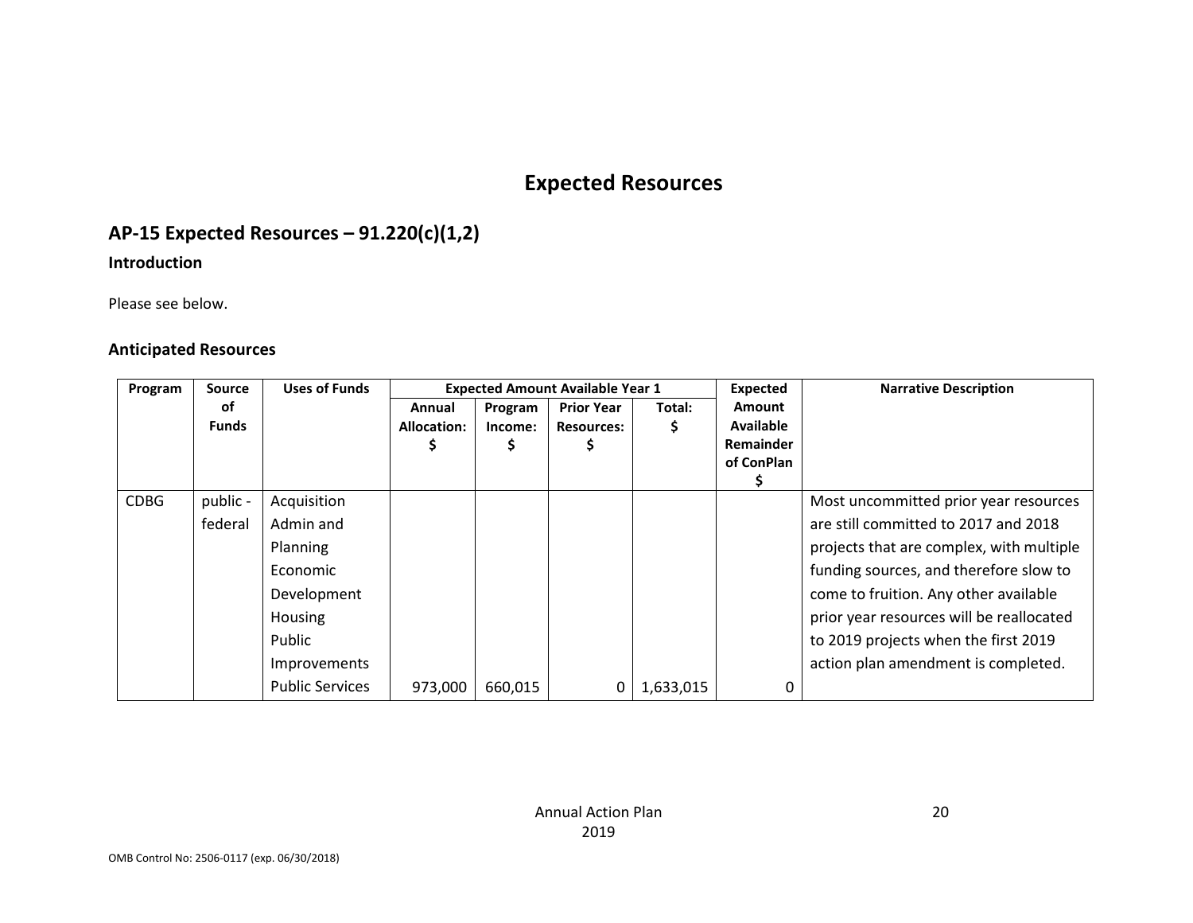# Expected Resources

## AP-15 Expected Resources – 91.220(c)(1,2)

### Introduction

Please see below.

### Anticipated Resources

| Program | Source of Funds | Uses of Funds | Expected Amount Available Year 1 | | | | Expected Amount Available Remainder of ConPlan $ | Narrative Description |
|---|---|---|---|---|---|---|---|---|
| | | | Annual Allocation: $ | Program Income: $ | Prior Year Resources: $ | Total: $ | | |
| CDBG | public - federal | Acquisition Admin and Planning Economic Development Housing Public Improvements Public Services | 973,000 | 660,015 | 0 | 1,633,015 | 0 | Most uncommitted prior year resources are still committed to 2017 and 2018 projects that are complex, with multiple funding sources, and therefore slow to come to fruition. Any other available prior year resources will be reallocated to 2019 projects when the first 2019 action plan amendment is completed. |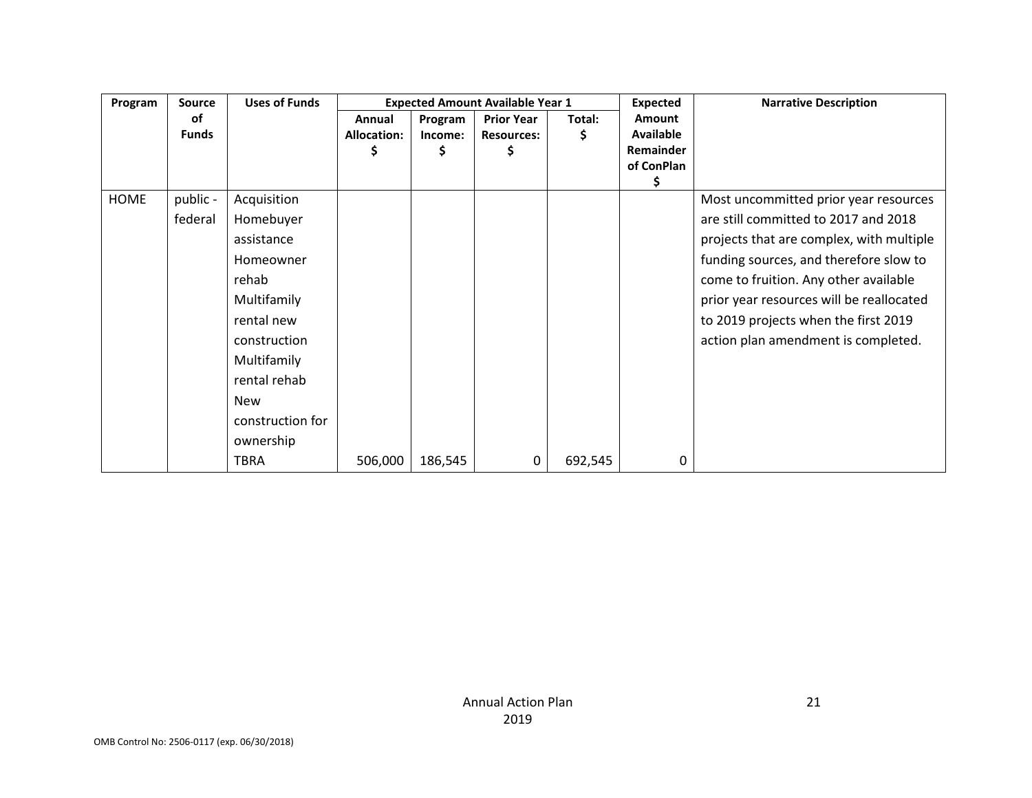| Program | Source of Funds | Uses of Funds | Expected Amount Available Year 1 | | | | Expected Amount Available Remainder of ConPlan $ | Narrative Description |
|---|---|---|---|---|---|---|---|---|
| | | | Annual Allocation: $ | Program Income: $ | Prior Year Resources: $ | Total: $ | | |
| HOME | public - federal | Acquisition Homebuyer assistance Homeowner rehab Multifamily rental new construction Multifamily rental rehab New construction for ownership TBRA | 506,000 | 186,545 | 0 | 692,545 | 0 | Most uncommitted prior year resources are still committed to 2017 and 2018 projects that are complex, with multiple funding sources, and therefore slow to come to fruition. Any other available prior year resources will be reallocated to 2019 projects when the first 2019 action plan amendment is completed. |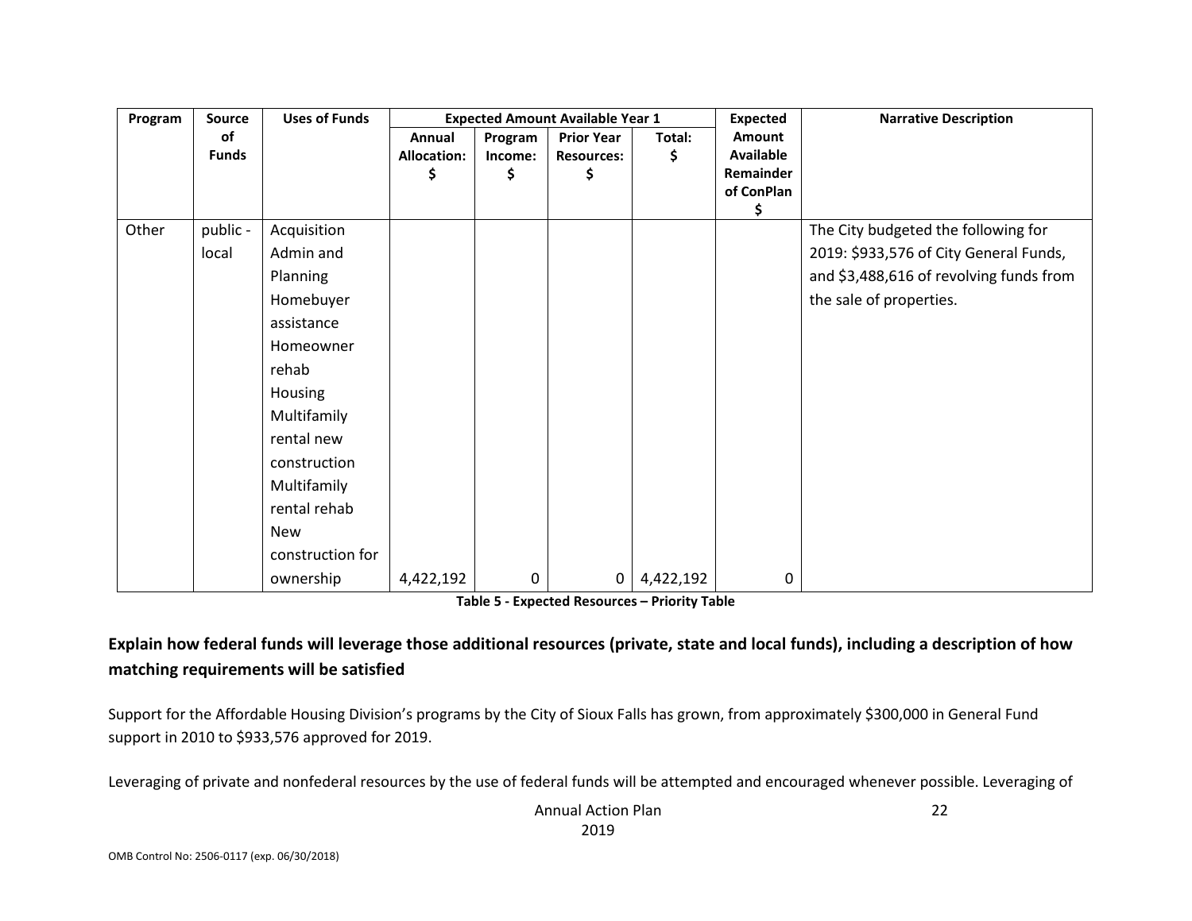| Program | Source of Funds | Uses of Funds | Expected Amount Available Year 1 | | | | Expected Amount Available Remainder of ConPlan $ | Narrative Description |
|---|---|---|---|---|---|---|---|---|
| | | | Annual Allocation: $ | Program Income: $ | Prior Year Resources: $ | Total: $ | | |
| Other | public - local | Acquisition Admin and Planning Homebuyer assistance Homeowner rehab Housing Multifamily rental new construction Multifamily rental rehab New construction for ownership | 4,422,192 | 0 | 0 | 4,422,192 | 0 | The City budgeted the following for 2019: $933,576 of City General Funds, and $3,488,616 of revolving funds from the sale of properties. |

**Table 5 - Expected Resources – Priority Table**

**Explain how federal funds will leverage those additional resources (private, state and local funds), including a description of how matching requirements will be satisfied**

Support for the Affordable Housing Division's programs by the City of Sioux Falls has grown, from approximately $300,000 in General Fund support in 2010 to $933,576 approved for 2019.

Leveraging of private and nonfederal resources by the use of federal funds will be attempted and encouraged whenever possible. Leveraging of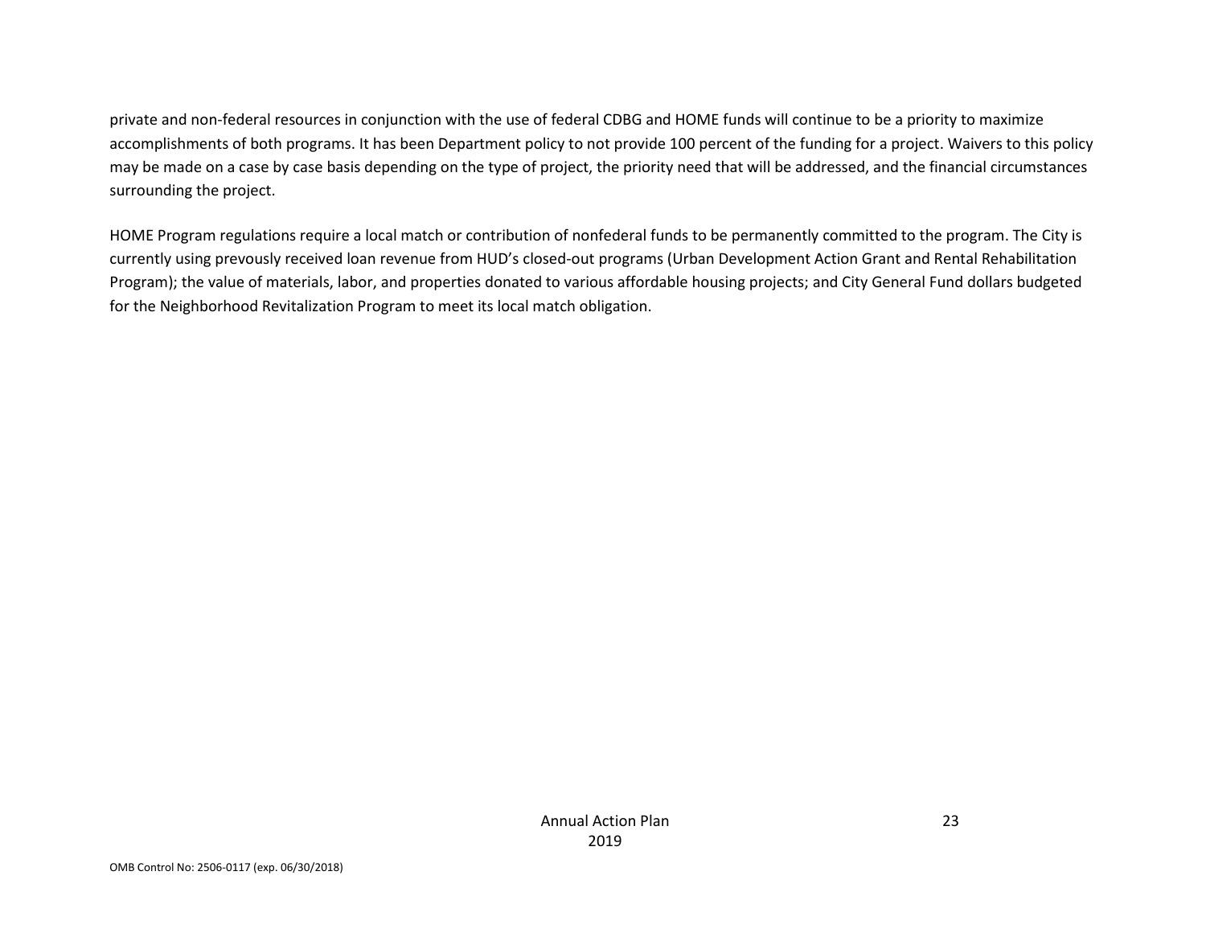private and non-federal resources in conjunction with the use of federal CDBG and HOME funds will continue to be a priority to maximize accomplishments of both programs. It has been Department policy to not provide 100 percent of the funding for a project. Waivers to this policy may be made on a case by case basis depending on the type of project, the priority need that will be addressed, and the financial circumstances surrounding the project.

HOME Program regulations require a local match or contribution of nonfederal funds to be permanently committed to the program. The City is currently using prevously received loan revenue from HUD's closed-out programs (Urban Development Action Grant and Rental Rehabilitation Program); the value of materials, labor, and properties donated to various affordable housing projects; and City General Fund dollars budgeted for the Neighborhood Revitalization Program to meet its local match obligation.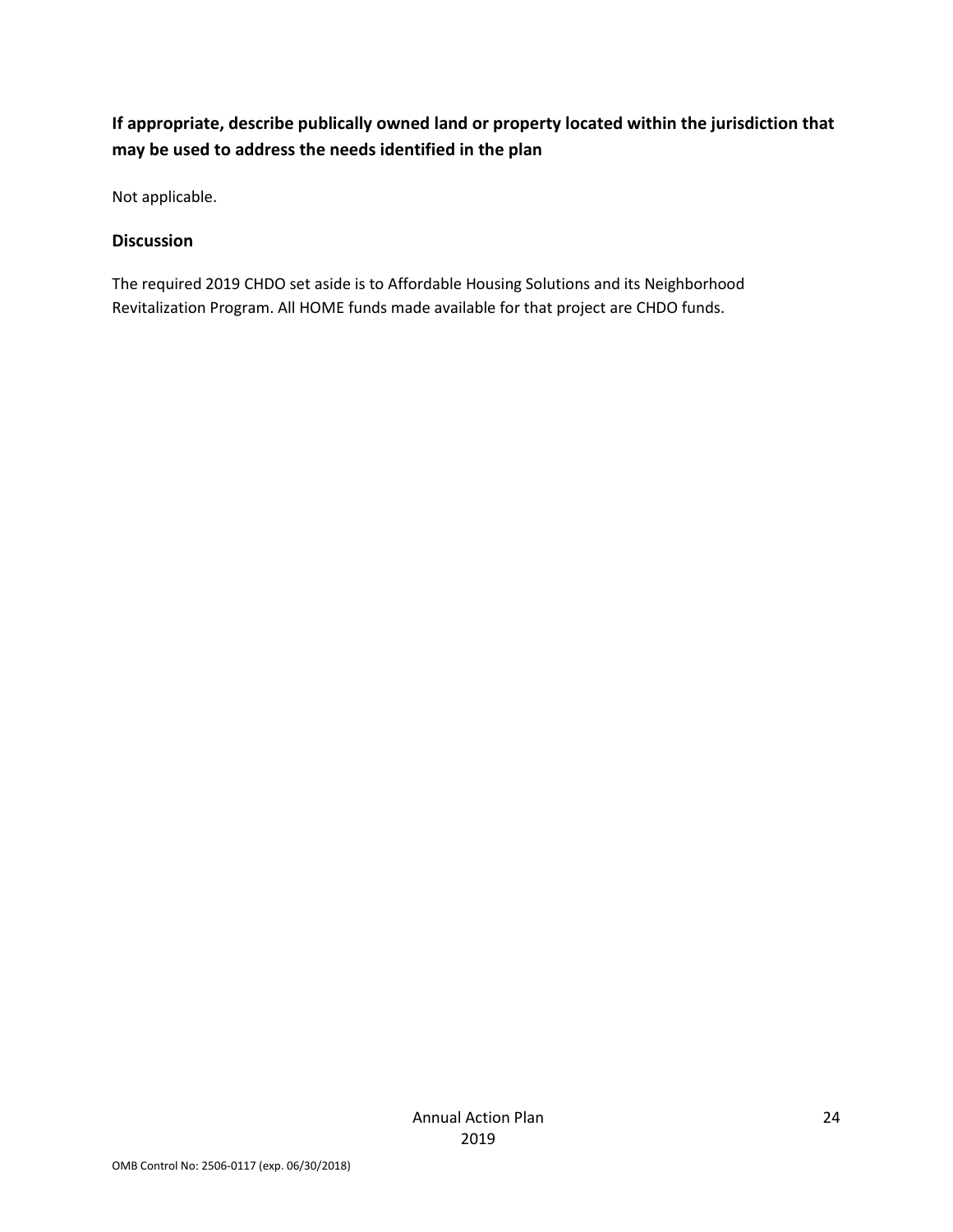**If appropriate, describe publically owned land or property located within the jurisdiction that may be used to address the needs identified in the plan**

Not applicable.

**Discussion**

The required 2019 CHDO set aside is to Affordable Housing Solutions and its Neighborhood Revitalization Program. All HOME funds made available for that project are CHDO funds.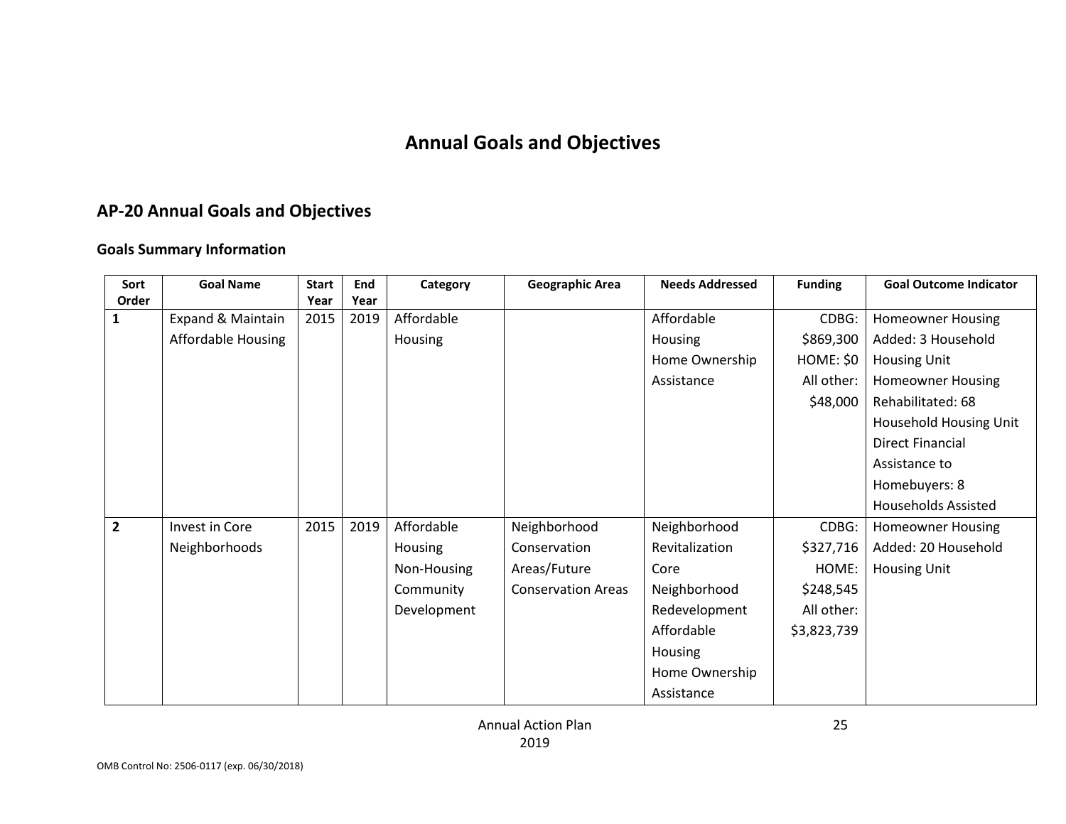# Annual Goals and Objectives

## AP-20 Annual Goals and Objectives

### Goals Summary Information

| Sort Order | Goal Name | Start Year | End Year | Category | Geographic Area | Needs Addressed | Funding | Goal Outcome Indicator |
|---|---|---|---|---|---|---|---|---|
| 1 | Expand & Maintain Affordable Housing | 2015 | 2019 | Affordable Housing | | Affordable Housing<br>Home Ownership Assistance | CDBG: $869,300<br>HOME: $0<br>All other: $48,000 | Homeowner Housing Added: 3 Household Housing Unit<br>Homeowner Housing Rehabilitated: 68 Household Housing Unit<br>Direct Financial Assistance to Homebuyers: 8 Households Assisted |
| 2 | Invest in Core Neighborhoods | 2015 | 2019 | Affordable Housing<br>Non-Housing Community Development | Neighborhood Conservation Areas/Future Conservation Areas | Neighborhood Revitalization<br>Core Neighborhood Redevelopment<br>Affordable Housing<br>Home Ownership Assistance | CDBG: $327,716<br>HOME: $248,545<br>All other: $3,823,739 | Homeowner Housing Added: 20 Household Housing Unit |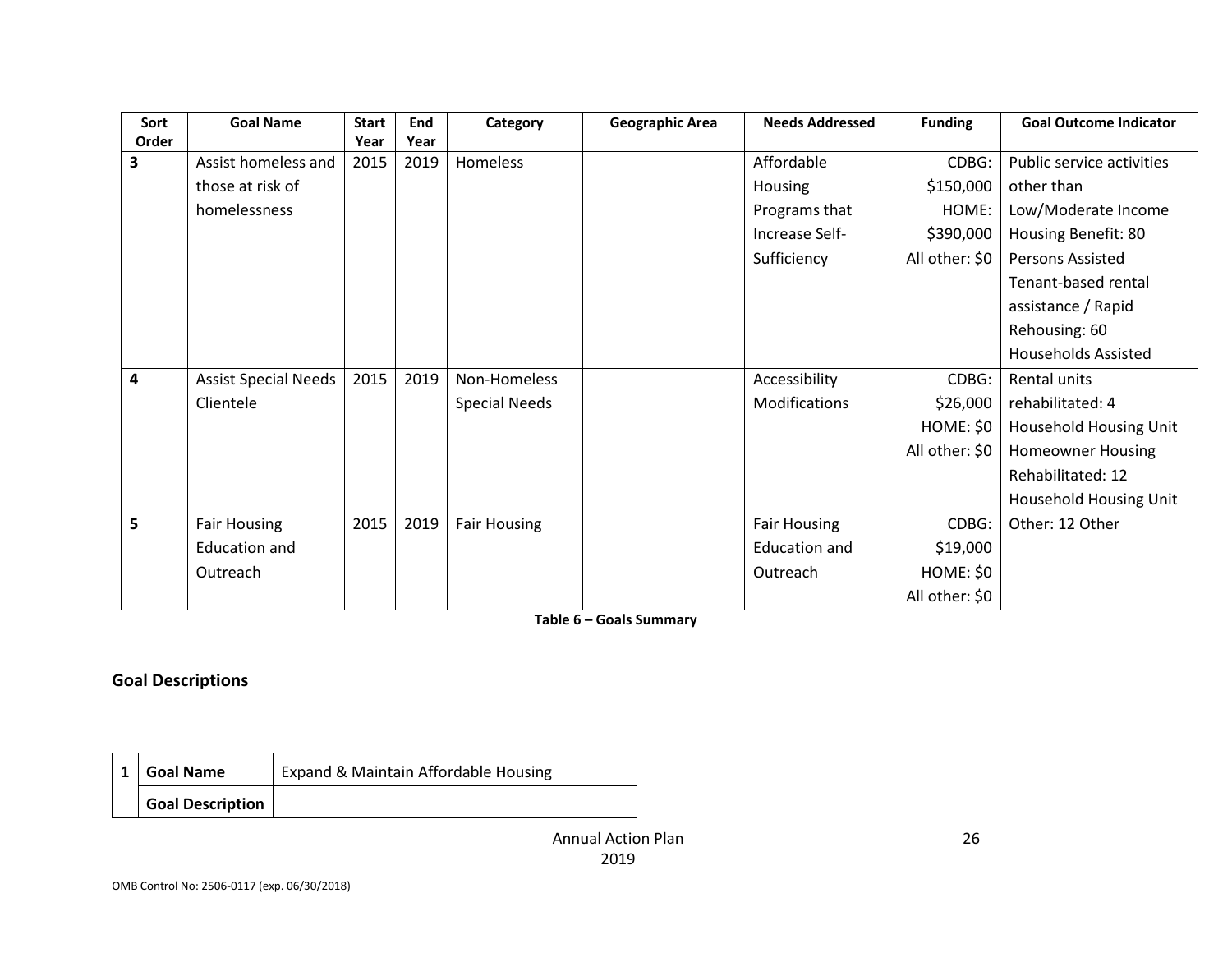| Sort Order | Goal Name | Start Year | End Year | Category | Geographic Area | Needs Addressed | Funding | Goal Outcome Indicator |
|---|---|---|---|---|---|---|---|---|
| 3 | Assist homeless and those at risk of homelessness | 2015 | 2019 | Homeless | | Affordable Housing Programs that Increase Self-Sufficiency | CDBG: $150,000 HOME: $390,000 All other: $0 | Public service activities other than Low/Moderate Income Housing Benefit: 80 Persons Assisted Tenant-based rental assistance / Rapid Rehousing: 60 Households Assisted |
| 4 | Assist Special Needs Clientele | 2015 | 2019 | Non-Homeless Special Needs | | Accessibility Modifications | CDBG: $26,000 HOME: $0 All other: $0 | Rental units rehabilitated: 4 Household Housing Unit Homeowner Housing Rehabilitated: 12 Household Housing Unit |
| 5 | Fair Housing Education and Outreach | 2015 | 2019 | Fair Housing | | Fair Housing Education and Outreach | CDBG: $19,000 HOME: $0 All other: $0 | Other: 12 Other |

**Table 6 – Goals Summary**

## Goal Descriptions

| 1 | Goal Name | Expand & Maintain Affordable Housing |
|---|---|---|
| | **Goal Description** | |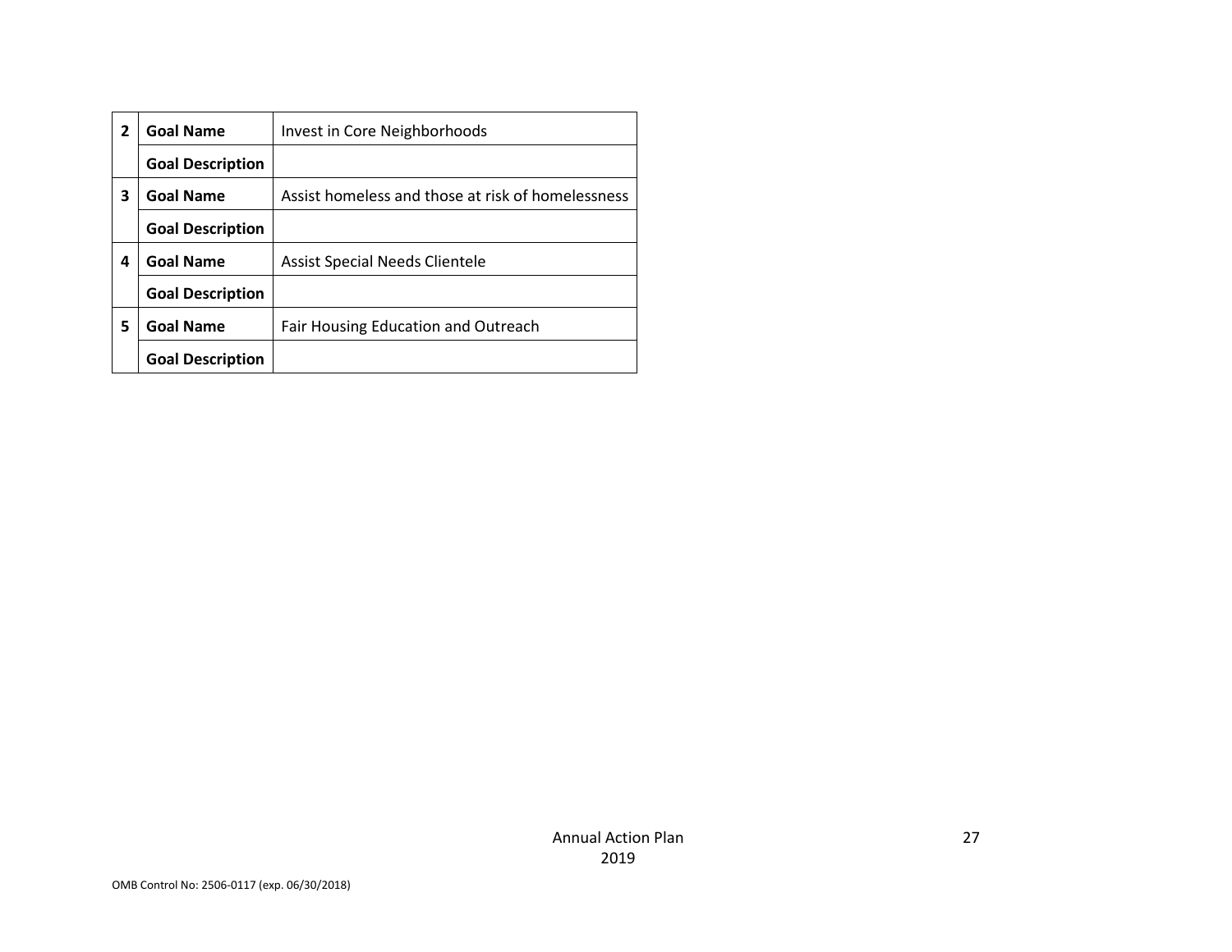| | | |
|---|---|---|
| 2 | **Goal Name** | Invest in Core Neighborhoods |
| | **Goal Description** | |
| 3 | **Goal Name** | Assist homeless and those at risk of homelessness |
| | **Goal Description** | |
| 4 | **Goal Name** | Assist Special Needs Clientele |
| | **Goal Description** | |
| 5 | **Goal Name** | Fair Housing Education and Outreach |
| | **Goal Description** | |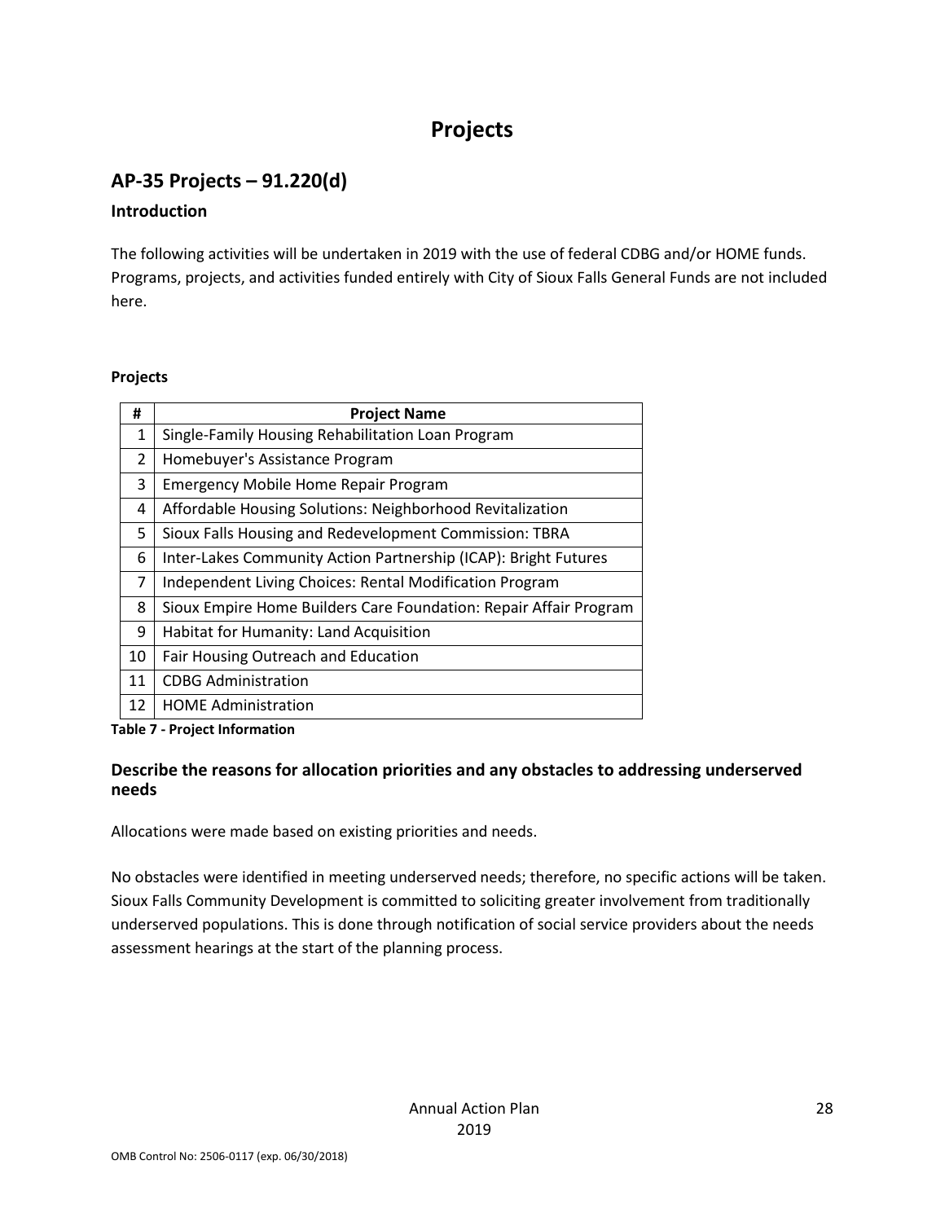# Projects

## AP-35 Projects – 91.220(d)

### Introduction

The following activities will be undertaken in 2019 with the use of federal CDBG and/or HOME funds. Programs, projects, and activities funded entirely with City of Sioux Falls General Funds are not included here.

**Projects**

| # | Project Name |
|---|---|
| 1 | Single-Family Housing Rehabilitation Loan Program |
| 2 | Homebuyer's Assistance Program |
| 3 | Emergency Mobile Home Repair Program |
| 4 | Affordable Housing Solutions: Neighborhood Revitalization |
| 5 | Sioux Falls Housing and Redevelopment Commission: TBRA |
| 6 | Inter-Lakes Community Action Partnership (ICAP): Bright Futures |
| 7 | Independent Living Choices: Rental Modification Program |
| 8 | Sioux Empire Home Builders Care Foundation: Repair Affair Program |
| 9 | Habitat for Humanity: Land Acquisition |
| 10 | Fair Housing Outreach and Education |
| 11 | CDBG Administration |
| 12 | HOME Administration |

**Table 7 - Project Information**

### Describe the reasons for allocation priorities and any obstacles to addressing underserved needs

Allocations were made based on existing priorities and needs.

No obstacles were identified in meeting underserved needs; therefore, no specific actions will be taken. Sioux Falls Community Development is committed to soliciting greater involvement from traditionally underserved populations. This is done through notification of social service providers about the needs assessment hearings at the start of the planning process.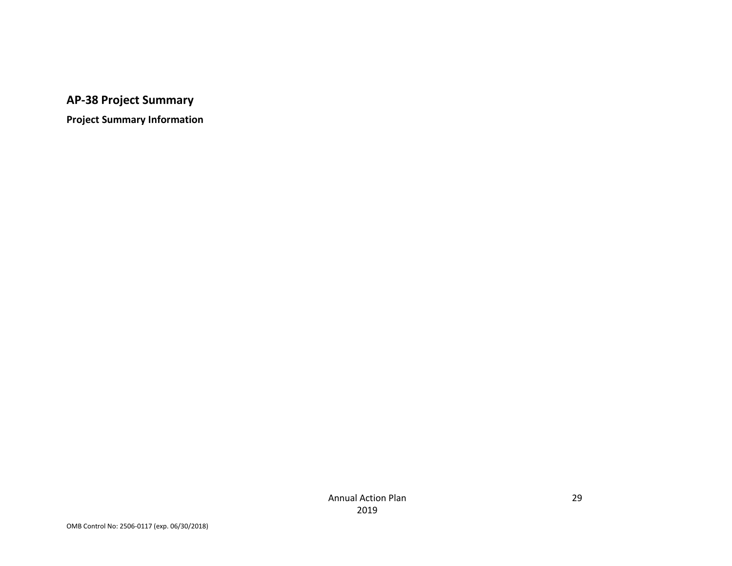## AP-38 Project Summary

### Project Summary Information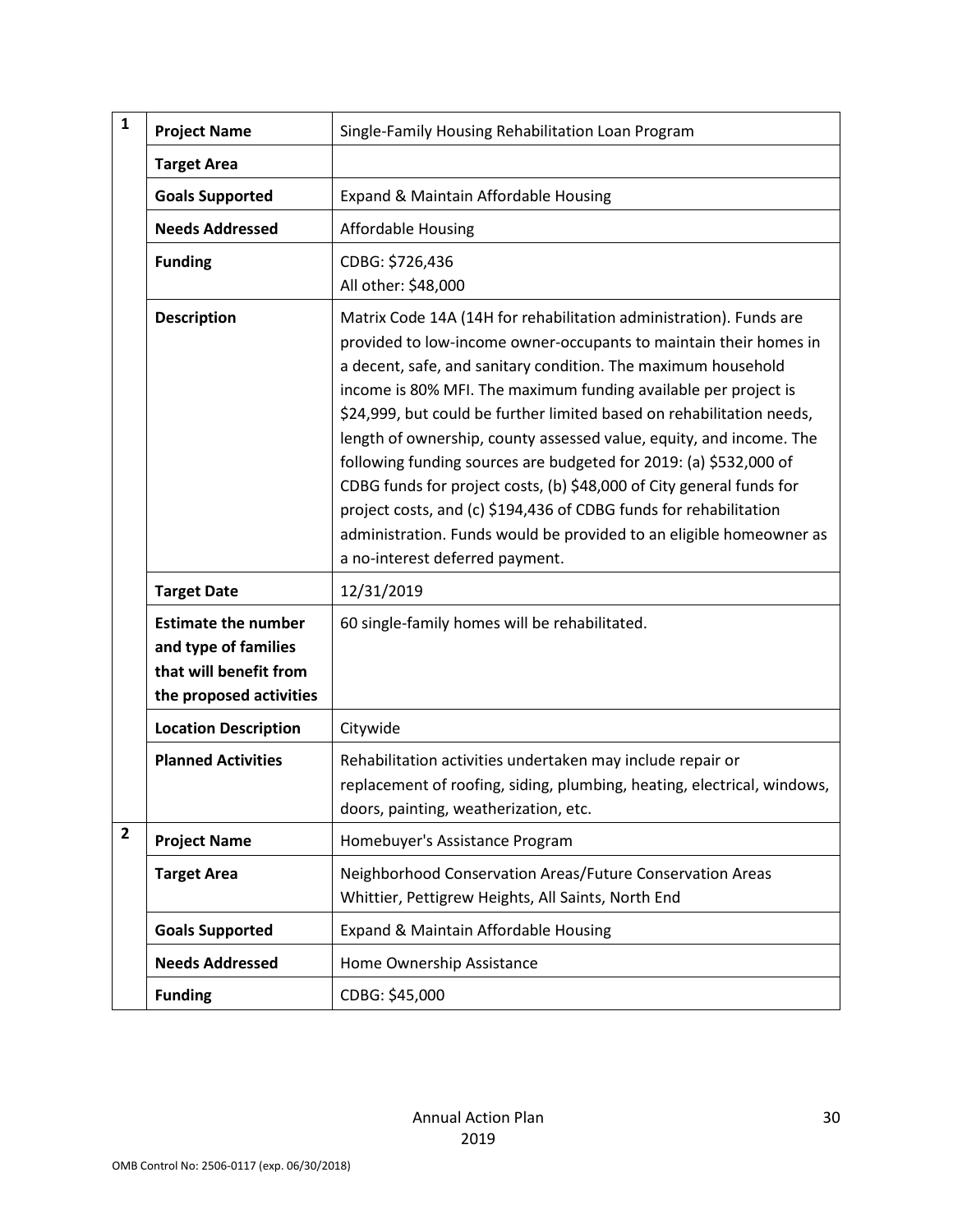| | | |
|---|---|---|
| **1** | **Project Name** | Single-Family Housing Rehabilitation Loan Program |
| | **Target Area** | |
| | **Goals Supported** | Expand & Maintain Affordable Housing |
| | **Needs Addressed** | Affordable Housing |
| | **Funding** | CDBG: $726,436<br>All other: $48,000 |
| | **Description** | Matrix Code 14A (14H for rehabilitation administration). Funds are provided to low-income owner-occupants to maintain their homes in a decent, safe, and sanitary condition. The maximum household income is 80% MFI. The maximum funding available per project is $24,999, but could be further limited based on rehabilitation needs, length of ownership, county assessed value, equity, and income. The following funding sources are budgeted for 2019: (a) $532,000 of CDBG funds for project costs, (b) $48,000 of City general funds for project costs, and (c) $194,436 of CDBG funds for rehabilitation administration. Funds would be provided to an eligible homeowner as a no-interest deferred payment. |
| | **Target Date** | 12/31/2019 |
| | **Estimate the number and type of families that will benefit from the proposed activities** | 60 single-family homes will be rehabilitated. |
| | **Location Description** | Citywide |
| | **Planned Activities** | Rehabilitation activities undertaken may include repair or replacement of roofing, siding, plumbing, heating, electrical, windows, doors, painting, weatherization, etc. |
| **2** | **Project Name** | Homebuyer's Assistance Program |
| | **Target Area** | Neighborhood Conservation Areas/Future Conservation Areas<br>Whittier, Pettigrew Heights, All Saints, North End |
| | **Goals Supported** | Expand & Maintain Affordable Housing |
| | **Needs Addressed** | Home Ownership Assistance |
| | **Funding** | CDBG: $45,000 |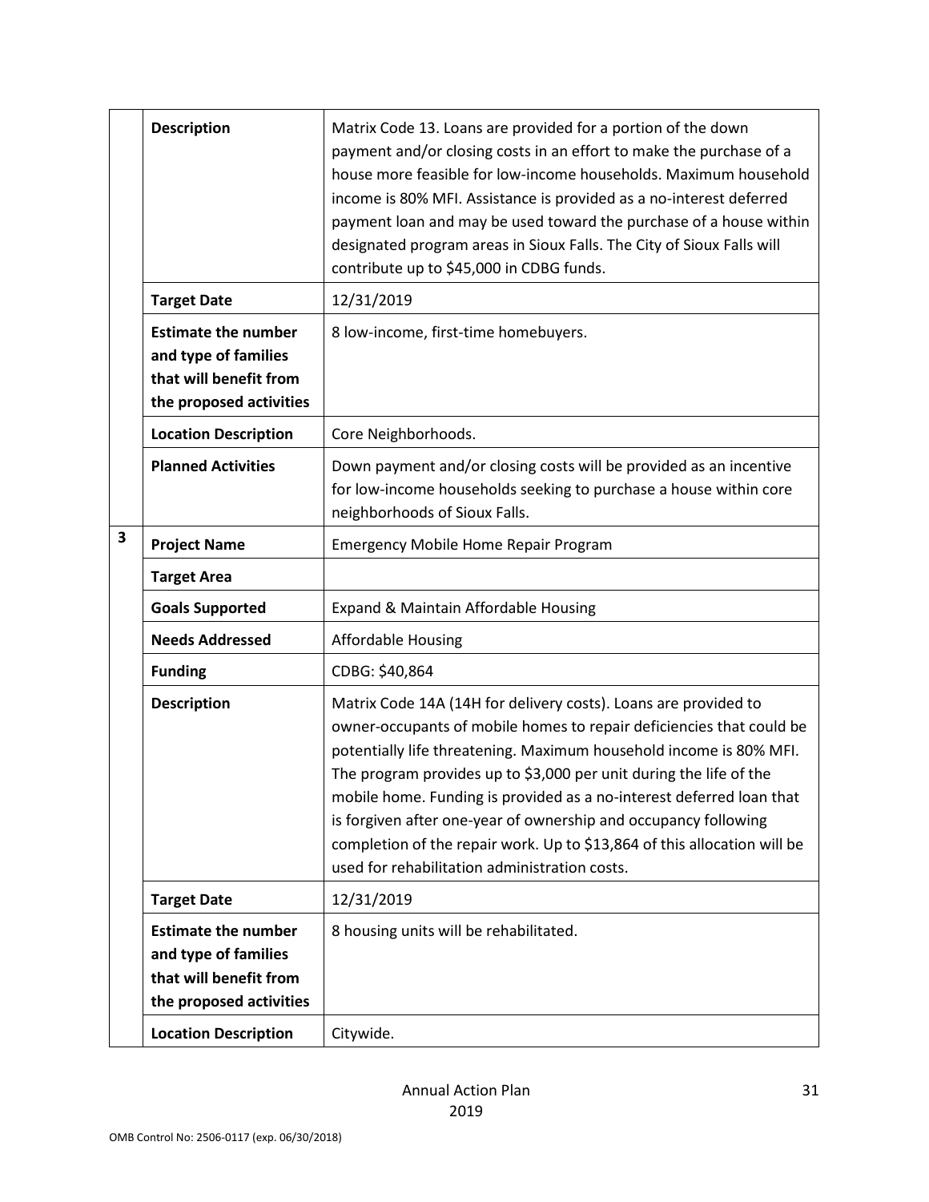| | | |
|---|---|---|
| | **Description** | Matrix Code 13. Loans are provided for a portion of the down payment and/or closing costs in an effort to make the purchase of a house more feasible for low-income households. Maximum household income is 80% MFI. Assistance is provided as a no-interest deferred payment loan and may be used toward the purchase of a house within designated program areas in Sioux Falls. The City of Sioux Falls will contribute up to $45,000 in CDBG funds. |
| | **Target Date** | 12/31/2019 |
| | **Estimate the number and type of families that will benefit from the proposed activities** | 8 low-income, first-time homebuyers. |
| | **Location Description** | Core Neighborhoods. |
| | **Planned Activities** | Down payment and/or closing costs will be provided as an incentive for low-income households seeking to purchase a house within core neighborhoods of Sioux Falls. |
| **3** | **Project Name** | Emergency Mobile Home Repair Program |
| | **Target Area** | |
| | **Goals Supported** | Expand & Maintain Affordable Housing |
| | **Needs Addressed** | Affordable Housing |
| | **Funding** | CDBG: $40,864 |
| | **Description** | Matrix Code 14A (14H for delivery costs). Loans are provided to owner-occupants of mobile homes to repair deficiencies that could be potentially life threatening. Maximum household income is 80% MFI. The program provides up to $3,000 per unit during the life of the mobile home. Funding is provided as a no-interest deferred loan that is forgiven after one-year of ownership and occupancy following completion of the repair work. Up to $13,864 of this allocation will be used for rehabilitation administration costs. |
| | **Target Date** | 12/31/2019 |
| | **Estimate the number and type of families that will benefit from the proposed activities** | 8 housing units will be rehabilitated. |
| | **Location Description** | Citywide. |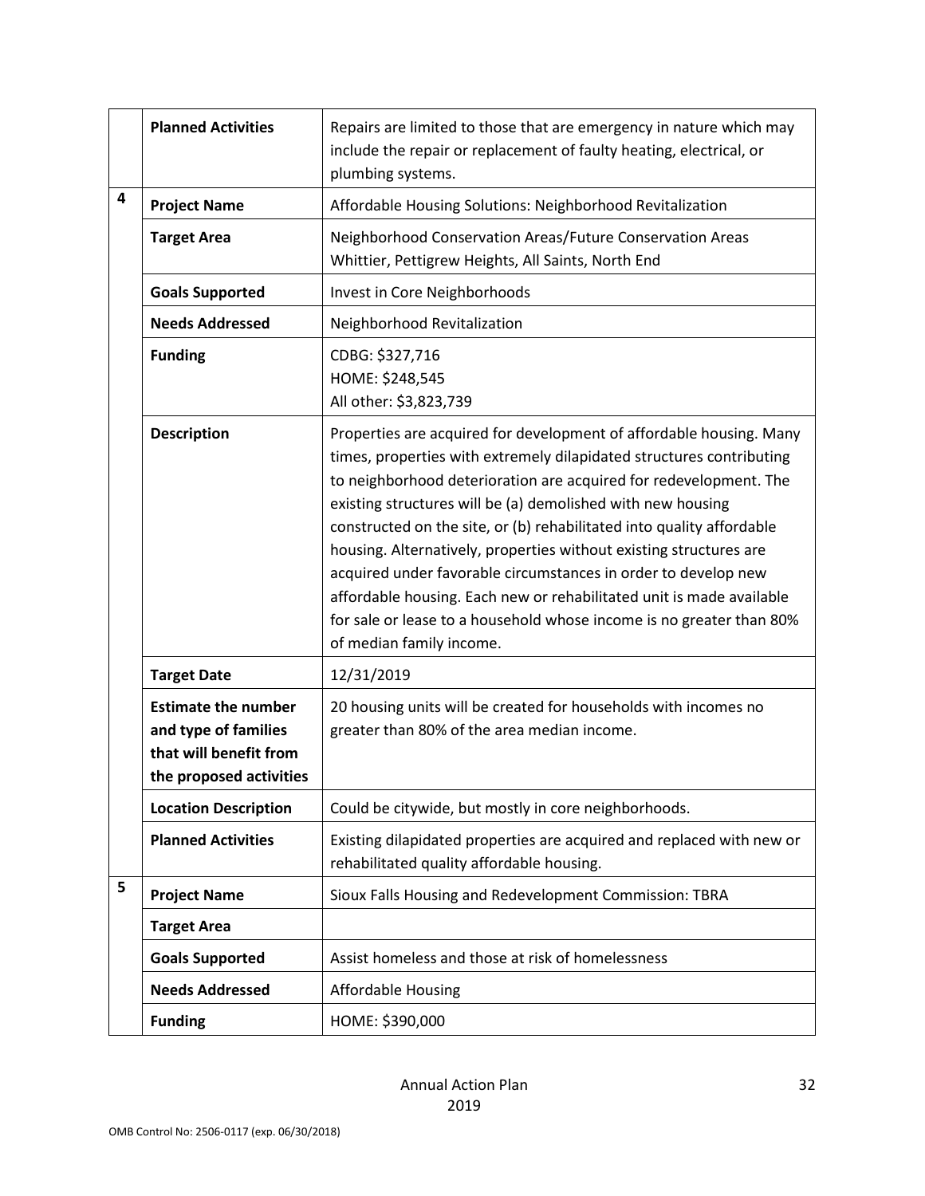| | | |
|---|---|---|
| | **Planned Activities** | Repairs are limited to those that are emergency in nature which may include the repair or replacement of faulty heating, electrical, or plumbing systems. |
| 4 | **Project Name** | Affordable Housing Solutions: Neighborhood Revitalization |
| | **Target Area** | Neighborhood Conservation Areas/Future Conservation Areas Whittier, Pettigrew Heights, All Saints, North End |
| | **Goals Supported** | Invest in Core Neighborhoods |
| | **Needs Addressed** | Neighborhood Revitalization |
| | **Funding** | CDBG: $327,716<br>HOME: $248,545<br>All other: $3,823,739 |
| | **Description** | Properties are acquired for development of affordable housing. Many times, properties with extremely dilapidated structures contributing to neighborhood deterioration are acquired for redevelopment. The existing structures will be (a) demolished with new housing constructed on the site, or (b) rehabilitated into quality affordable housing. Alternatively, properties without existing structures are acquired under favorable circumstances in order to develop new affordable housing. Each new or rehabilitated unit is made available for sale or lease to a household whose income is no greater than 80% of median family income. |
| | **Target Date** | 12/31/2019 |
| | **Estimate the number and type of families that will benefit from the proposed activities** | 20 housing units will be created for households with incomes no greater than 80% of the area median income. |
| | **Location Description** | Could be citywide, but mostly in core neighborhoods. |
| | **Planned Activities** | Existing dilapidated properties are acquired and replaced with new or rehabilitated quality affordable housing. |
| 5 | **Project Name** | Sioux Falls Housing and Redevelopment Commission: TBRA |
| | **Target Area** | |
| | **Goals Supported** | Assist homeless and those at risk of homelessness |
| | **Needs Addressed** | Affordable Housing |
| | **Funding** | HOME: $390,000 |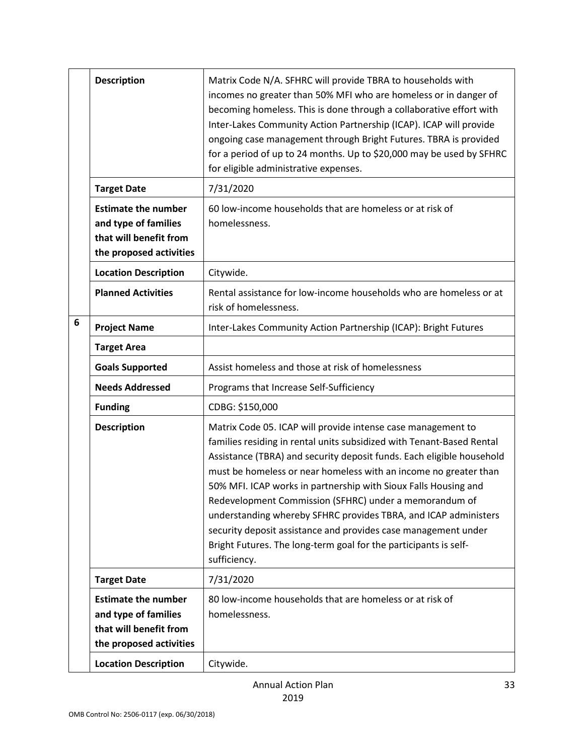| | | |
|---|---|---|
| | **Description** | Matrix Code N/A. SFHRC will provide TBRA to households with incomes no greater than 50% MFI who are homeless or in danger of becoming homeless. This is done through a collaborative effort with Inter-Lakes Community Action Partnership (ICAP). ICAP will provide ongoing case management through Bright Futures. TBRA is provided for a period of up to 24 months. Up to $20,000 may be used by SFHRC for eligible administrative expenses. |
| | **Target Date** | 7/31/2020 |
| | **Estimate the number and type of families that will benefit from the proposed activities** | 60 low-income households that are homeless or at risk of homelessness. |
| | **Location Description** | Citywide. |
| | **Planned Activities** | Rental assistance for low-income households who are homeless or at risk of homelessness. |
| 6 | **Project Name** | Inter-Lakes Community Action Partnership (ICAP): Bright Futures |
| | **Target Area** | |
| | **Goals Supported** | Assist homeless and those at risk of homelessness |
| | **Needs Addressed** | Programs that Increase Self-Sufficiency |
| | **Funding** | CDBG: $150,000 |
| | **Description** | Matrix Code 05. ICAP will provide intense case management to families residing in rental units subsidized with Tenant-Based Rental Assistance (TBRA) and security deposit funds. Each eligible household must be homeless or near homeless with an income no greater than 50% MFI. ICAP works in partnership with Sioux Falls Housing and Redevelopment Commission (SFHRC) under a memorandum of understanding whereby SFHRC provides TBRA, and ICAP administers security deposit assistance and provides case management under Bright Futures. The long-term goal for the participants is self-sufficiency. |
| | **Target Date** | 7/31/2020 |
| | **Estimate the number and type of families that will benefit from the proposed activities** | 80 low-income households that are homeless or at risk of homelessness. |
| | **Location Description** | Citywide. |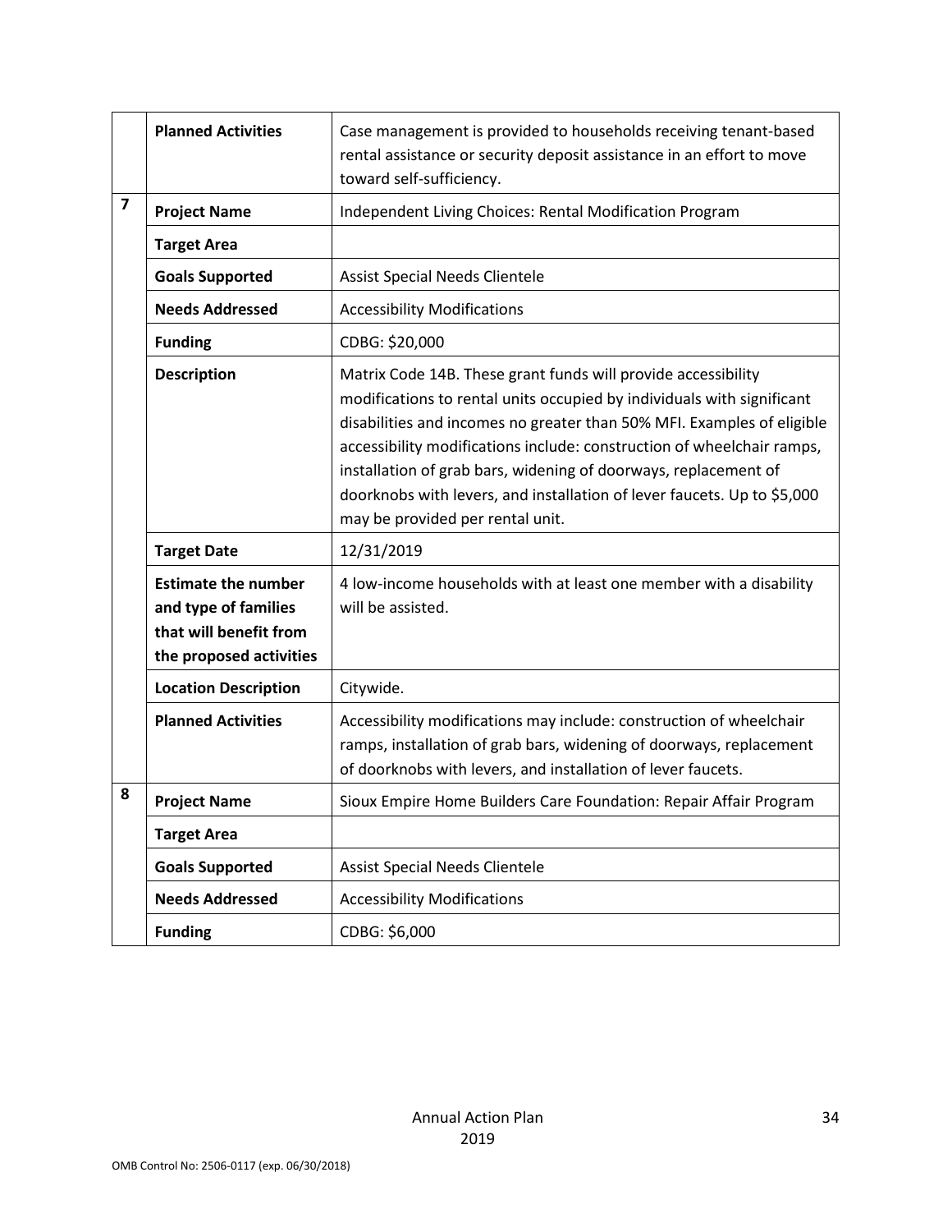| | | |
|---|---|---|
| | **Planned Activities** | Case management is provided to households receiving tenant-based rental assistance or security deposit assistance in an effort to move toward self-sufficiency. |
| **7** | **Project Name** | Independent Living Choices: Rental Modification Program |
| | **Target Area** | |
| | **Goals Supported** | Assist Special Needs Clientele |
| | **Needs Addressed** | Accessibility Modifications |
| | **Funding** | CDBG: $20,000 |
| | **Description** | Matrix Code 14B. These grant funds will provide accessibility modifications to rental units occupied by individuals with significant disabilities and incomes no greater than 50% MFI. Examples of eligible accessibility modifications include: construction of wheelchair ramps, installation of grab bars, widening of doorways, replacement of doorknobs with levers, and installation of lever faucets. Up to $5,000 may be provided per rental unit. |
| | **Target Date** | 12/31/2019 |
| | **Estimate the number and type of families that will benefit from the proposed activities** | 4 low-income households with at least one member with a disability will be assisted. |
| | **Location Description** | Citywide. |
| | **Planned Activities** | Accessibility modifications may include: construction of wheelchair ramps, installation of grab bars, widening of doorways, replacement of doorknobs with levers, and installation of lever faucets. |
| **8** | **Project Name** | Sioux Empire Home Builders Care Foundation: Repair Affair Program |
| | **Target Area** | |
| | **Goals Supported** | Assist Special Needs Clientele |
| | **Needs Addressed** | Accessibility Modifications |
| | **Funding** | CDBG: $6,000 |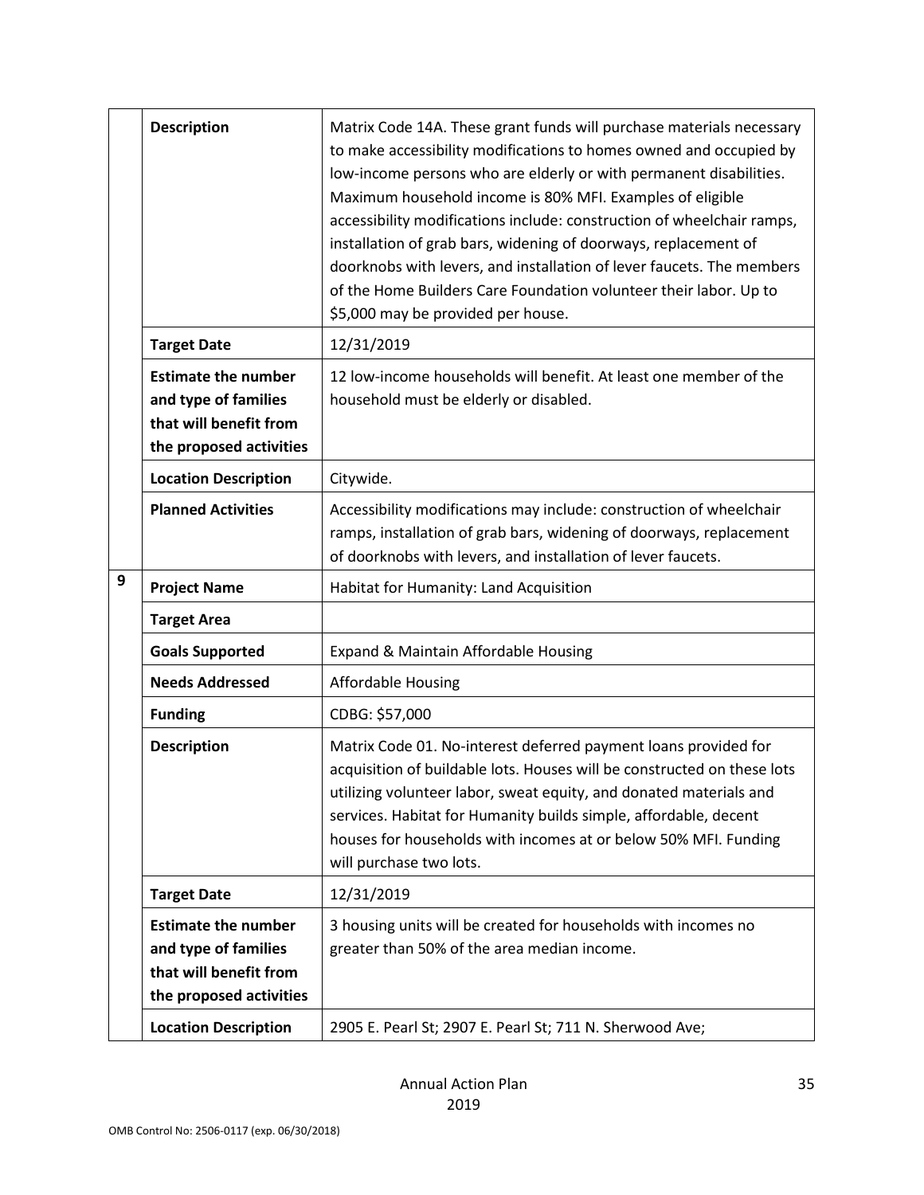| | | |
|---|---|---|
| | **Description** | Matrix Code 14A. These grant funds will purchase materials necessary to make accessibility modifications to homes owned and occupied by low-income persons who are elderly or with permanent disabilities. Maximum household income is 80% MFI. Examples of eligible accessibility modifications include: construction of wheelchair ramps, installation of grab bars, widening of doorways, replacement of doorknobs with levers, and installation of lever faucets. The members of the Home Builders Care Foundation volunteer their labor. Up to $5,000 may be provided per house. |
| | **Target Date** | 12/31/2019 |
| | **Estimate the number and type of families that will benefit from the proposed activities** | 12 low-income households will benefit. At least one member of the household must be elderly or disabled. |
| | **Location Description** | Citywide. |
| | **Planned Activities** | Accessibility modifications may include: construction of wheelchair ramps, installation of grab bars, widening of doorways, replacement of doorknobs with levers, and installation of lever faucets. |
| 9 | **Project Name** | Habitat for Humanity: Land Acquisition |
| | **Target Area** | |
| | **Goals Supported** | Expand & Maintain Affordable Housing |
| | **Needs Addressed** | Affordable Housing |
| | **Funding** | CDBG: $57,000 |
| | **Description** | Matrix Code 01. No-interest deferred payment loans provided for acquisition of buildable lots. Houses will be constructed on these lots utilizing volunteer labor, sweat equity, and donated materials and services. Habitat for Humanity builds simple, affordable, decent houses for households with incomes at or below 50% MFI. Funding will purchase two lots. |
| | **Target Date** | 12/31/2019 |
| | **Estimate the number and type of families that will benefit from the proposed activities** | 3 housing units will be created for households with incomes no greater than 50% of the area median income. |
| | **Location Description** | 2905 E. Pearl St; 2907 E. Pearl St; 711 N. Sherwood Ave; |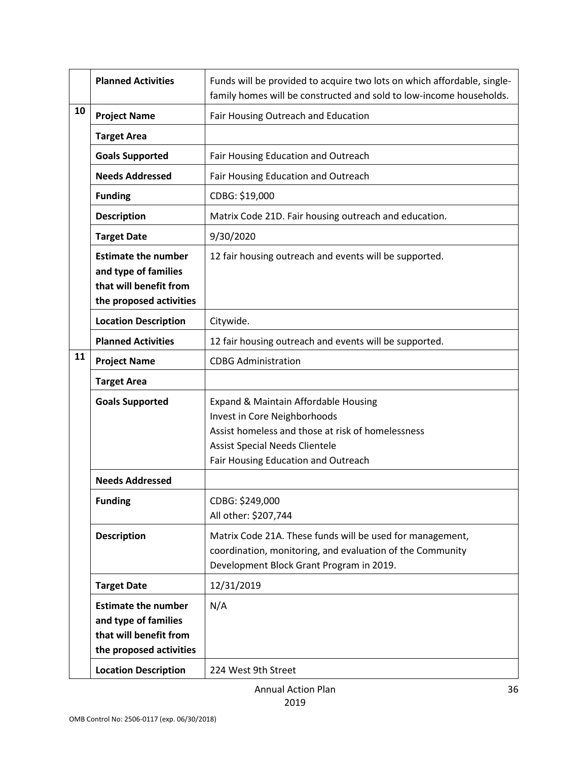| | | |
|---|---|---|
| | **Planned Activities** | Funds will be provided to acquire two lots on which affordable, single-family homes will be constructed and sold to low-income households. |
| **10** | **Project Name** | Fair Housing Outreach and Education |
| | **Target Area** | |
| | **Goals Supported** | Fair Housing Education and Outreach |
| | **Needs Addressed** | Fair Housing Education and Outreach |
| | **Funding** | CDBG: $19,000 |
| | **Description** | Matrix Code 21D. Fair housing outreach and education. |
| | **Target Date** | 9/30/2020 |
| | **Estimate the number and type of families that will benefit from the proposed activities** | 12 fair housing outreach and events will be supported. |
| | **Location Description** | Citywide. |
| | **Planned Activities** | 12 fair housing outreach and events will be supported. |
| **11** | **Project Name** | CDBG Administration |
| | **Target Area** | |
| | **Goals Supported** | Expand & Maintain Affordable Housing<br>Invest in Core Neighborhoods<br>Assist homeless and those at risk of homelessness<br>Assist Special Needs Clientele<br>Fair Housing Education and Outreach |
| | **Needs Addressed** | |
| | **Funding** | CDBG: $249,000<br>All other: $207,744 |
| | **Description** | Matrix Code 21A. These funds will be used for management, coordination, monitoring, and evaluation of the Community Development Block Grant Program in 2019. |
| | **Target Date** | 12/31/2019 |
| | **Estimate the number and type of families that will benefit from the proposed activities** | N/A |
| | **Location Description** | 224 West 9th Street |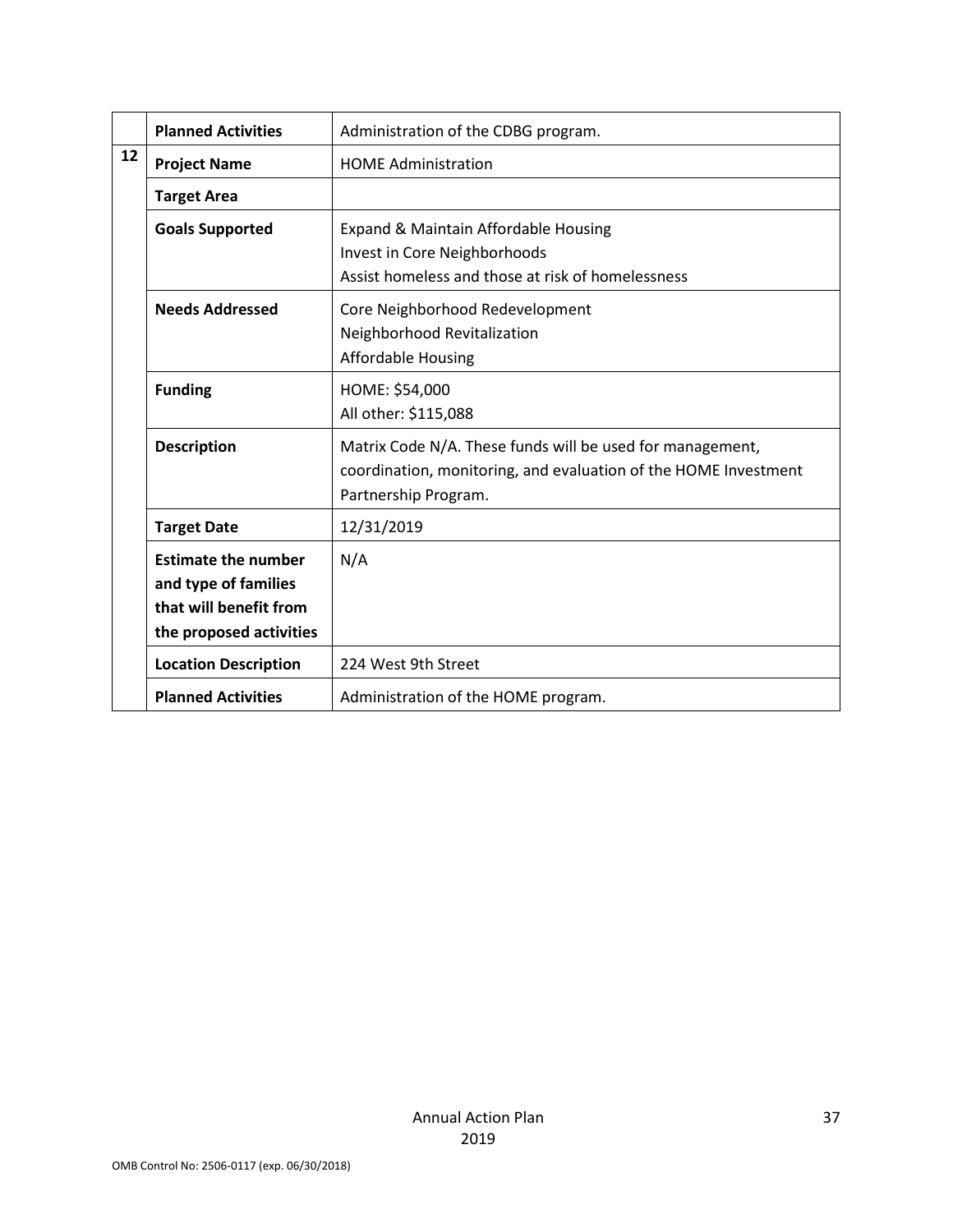| | | |
|---|---|---|
| | **Planned Activities** | Administration of the CDBG program. |
| 12 | **Project Name** | HOME Administration |
| | **Target Area** | |
| | **Goals Supported** | Expand & Maintain Affordable Housing<br>Invest in Core Neighborhoods<br>Assist homeless and those at risk of homelessness |
| | **Needs Addressed** | Core Neighborhood Redevelopment<br>Neighborhood Revitalization<br>Affordable Housing |
| | **Funding** | HOME: $54,000<br>All other: $115,088 |
| | **Description** | Matrix Code N/A. These funds will be used for management, coordination, monitoring, and evaluation of the HOME Investment Partnership Program. |
| | **Target Date** | 12/31/2019 |
| | **Estimate the number and type of families that will benefit from the proposed activities** | N/A |
| | **Location Description** | 224 West 9th Street |
| | **Planned Activities** | Administration of the HOME program. |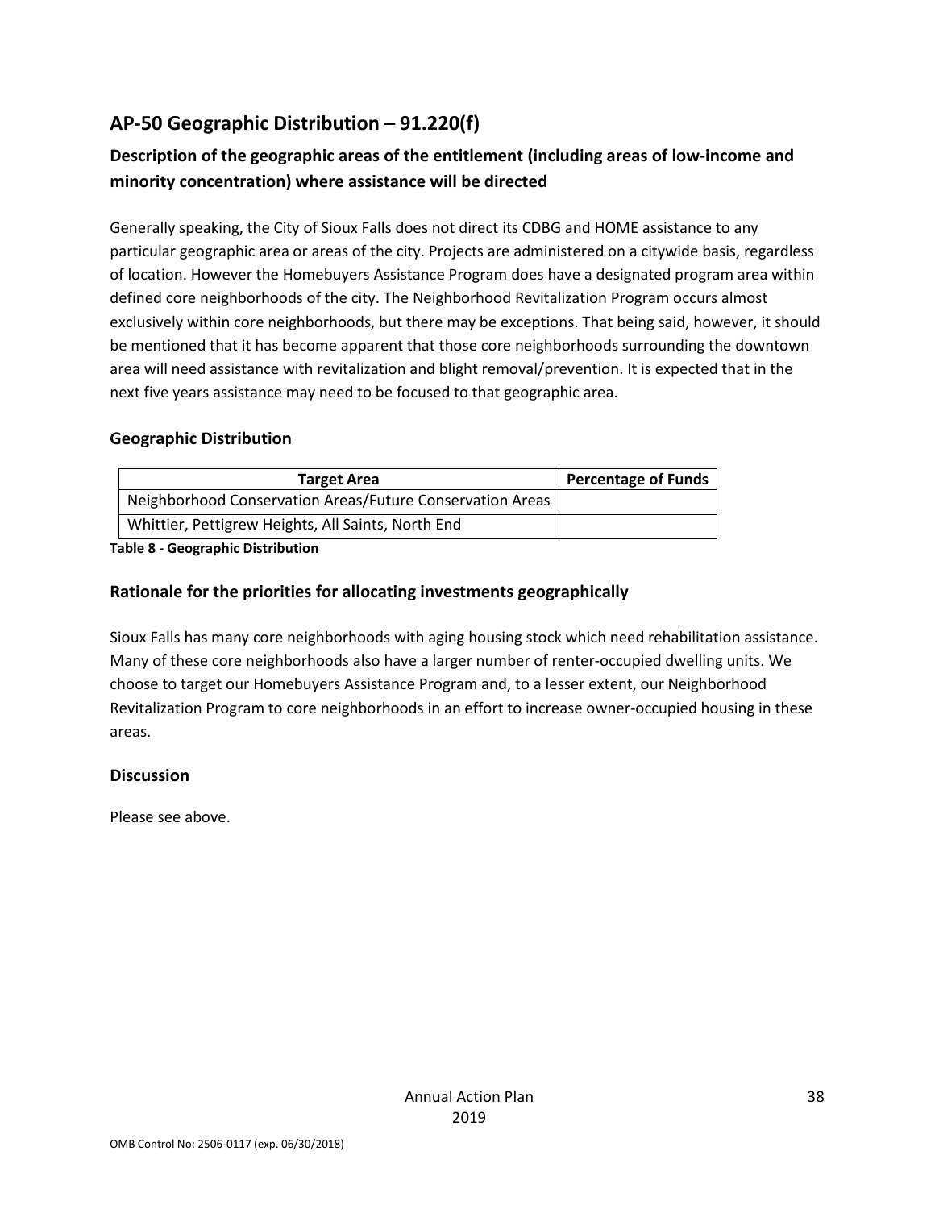## AP-50 Geographic Distribution – 91.220(f)

### Description of the geographic areas of the entitlement (including areas of low-income and minority concentration) where assistance will be directed

Generally speaking, the City of Sioux Falls does not direct its CDBG and HOME assistance to any particular geographic area or areas of the city. Projects are administered on a citywide basis, regardless of location. However the Homebuyers Assistance Program does have a designated program area within defined core neighborhoods of the city. The Neighborhood Revitalization Program occurs almost exclusively within core neighborhoods, but there may be exceptions. That being said, however, it should be mentioned that it has become apparent that those core neighborhoods surrounding the downtown area will need assistance with revitalization and blight removal/prevention. It is expected that in the next five years assistance may need to be focused to that geographic area.

### Geographic Distribution

| Target Area | Percentage of Funds |
|---|---|
| Neighborhood Conservation Areas/Future Conservation Areas | |
| Whittier, Pettigrew Heights, All Saints, North End | |

**Table 8 - Geographic Distribution**

### Rationale for the priorities for allocating investments geographically

Sioux Falls has many core neighborhoods with aging housing stock which need rehabilitation assistance. Many of these core neighborhoods also have a larger number of renter-occupied dwelling units. We choose to target our Homebuyers Assistance Program and, to a lesser extent, our Neighborhood Revitalization Program to core neighborhoods in an effort to increase owner-occupied housing in these areas.

### Discussion

Please see above.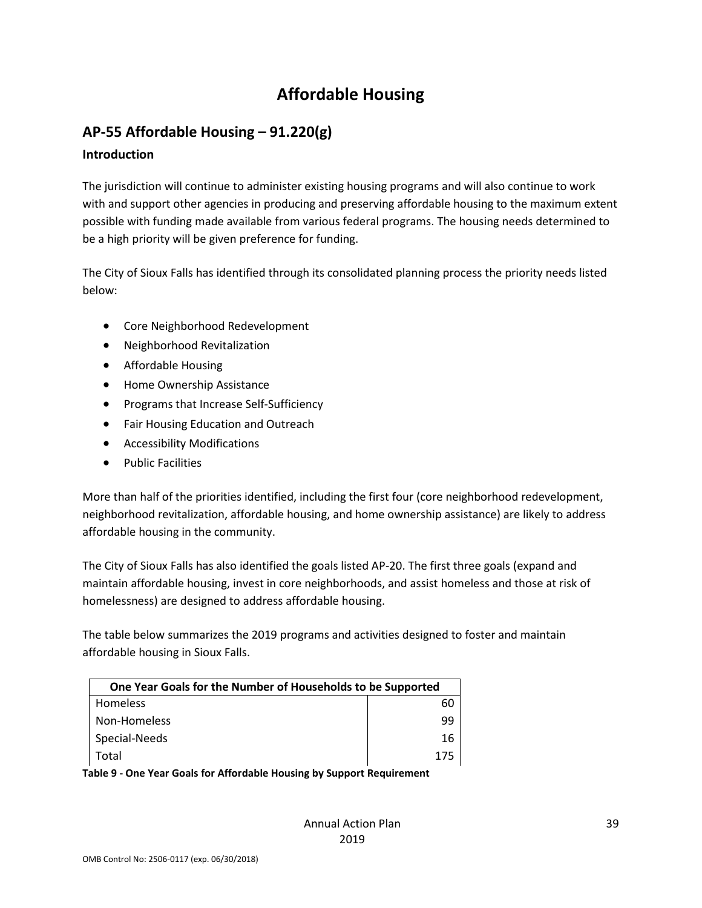# Affordable Housing

## AP-55 Affordable Housing – 91.220(g)

### Introduction

The jurisdiction will continue to administer existing housing programs and will also continue to work with and support other agencies in producing and preserving affordable housing to the maximum extent possible with funding made available from various federal programs. The housing needs determined to be a high priority will be given preference for funding.

The City of Sioux Falls has identified through its consolidated planning process the priority needs listed below:

- Core Neighborhood Redevelopment
- Neighborhood Revitalization
- Affordable Housing
- Home Ownership Assistance
- Programs that Increase Self-Sufficiency
- Fair Housing Education and Outreach
- Accessibility Modifications
- Public Facilities

More than half of the priorities identified, including the first four (core neighborhood redevelopment, neighborhood revitalization, affordable housing, and home ownership assistance) are likely to address affordable housing in the community.

The City of Sioux Falls has also identified the goals listed AP-20. The first three goals (expand and maintain affordable housing, invest in core neighborhoods, and assist homeless and those at risk of homelessness) are designed to address affordable housing.

The table below summarizes the 2019 programs and activities designed to foster and maintain affordable housing in Sioux Falls.

| One Year Goals for the Number of Households to be Supported | |
|---|---|
| Homeless | 60 |
| Non-Homeless | 99 |
| Special-Needs | 16 |
| Total | 175 |

**Table 9 - One Year Goals for Affordable Housing by Support Requirement**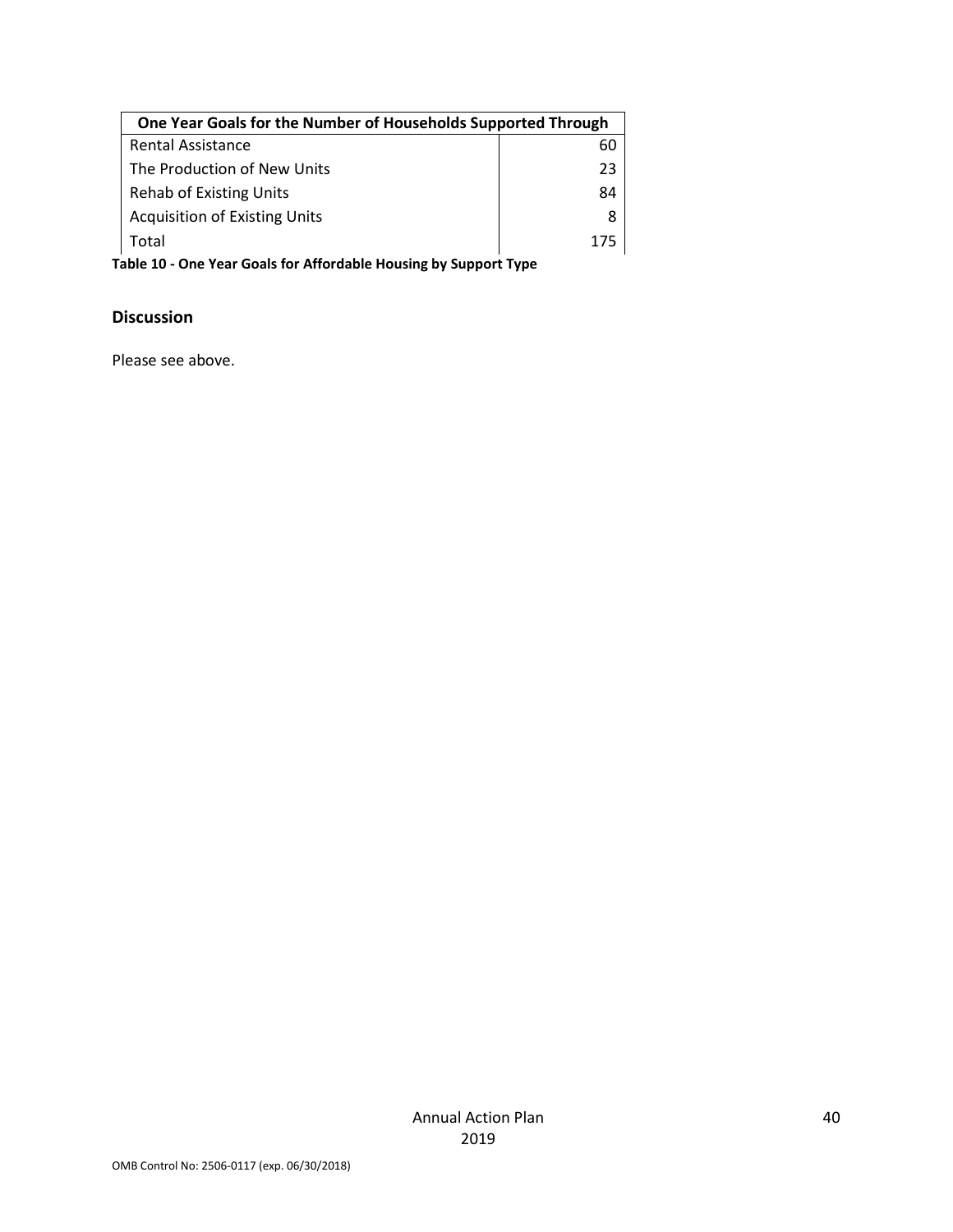| One Year Goals for the Number of Households Supported Through | |
|---|---|
| Rental Assistance | 60 |
| The Production of New Units | 23 |
| Rehab of Existing Units | 84 |
| Acquisition of Existing Units | 8 |
| Total | 175 |

**Table 10 - One Year Goals for Affordable Housing by Support Type**

## Discussion

Please see above.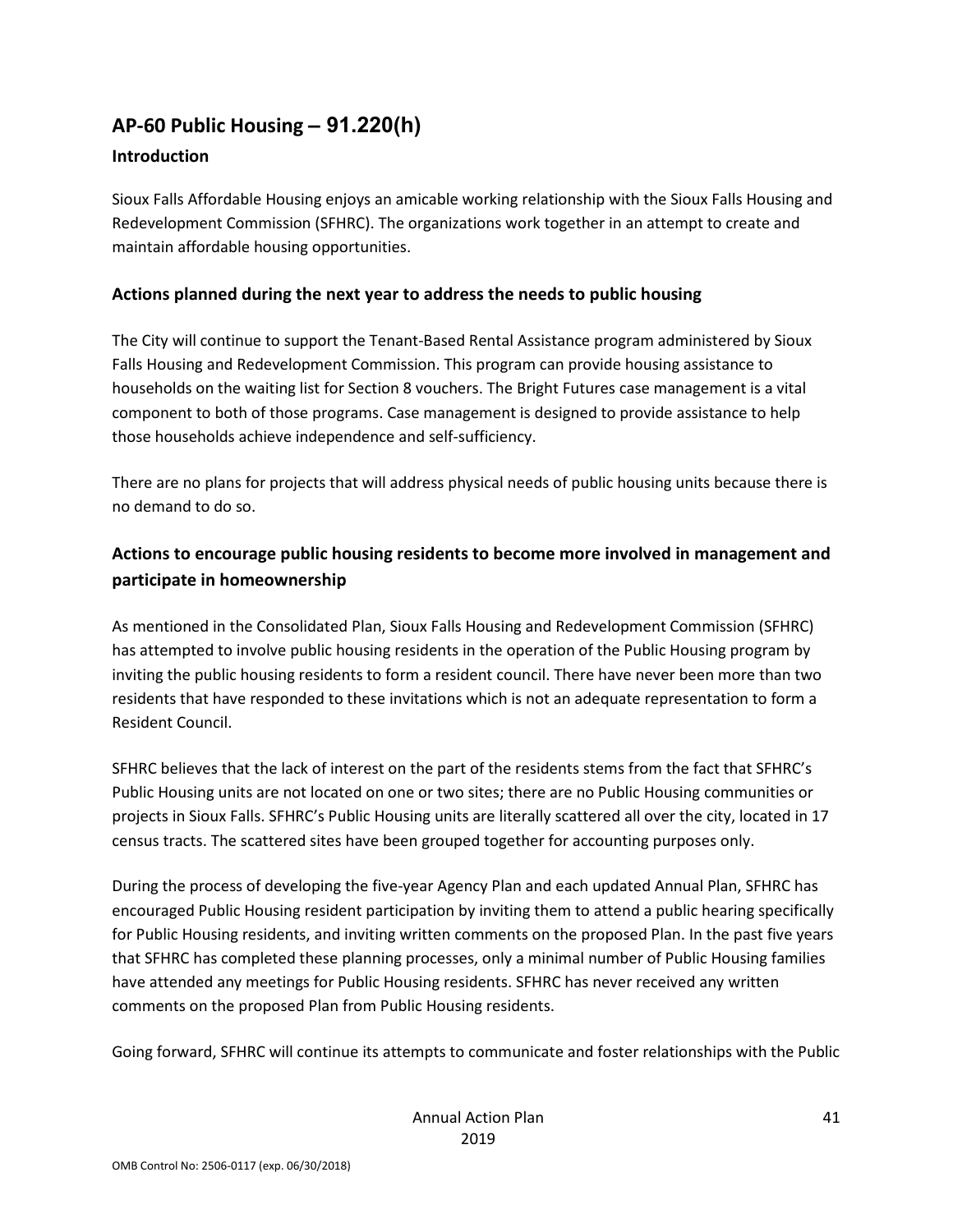## AP-60 Public Housing – 91.220(h)

### Introduction

Sioux Falls Affordable Housing enjoys an amicable working relationship with the Sioux Falls Housing and Redevelopment Commission (SFHRC). The organizations work together in an attempt to create and maintain affordable housing opportunities.

### Actions planned during the next year to address the needs to public housing

The City will continue to support the Tenant-Based Rental Assistance program administered by Sioux Falls Housing and Redevelopment Commission. This program can provide housing assistance to households on the waiting list for Section 8 vouchers. The Bright Futures case management is a vital component to both of those programs. Case management is designed to provide assistance to help those households achieve independence and self-sufficiency.

There are no plans for projects that will address physical needs of public housing units because there is no demand to do so.

### Actions to encourage public housing residents to become more involved in management and participate in homeownership

As mentioned in the Consolidated Plan, Sioux Falls Housing and Redevelopment Commission (SFHRC) has attempted to involve public housing residents in the operation of the Public Housing program by inviting the public housing residents to form a resident council. There have never been more than two residents that have responded to these invitations which is not an adequate representation to form a Resident Council.

SFHRC believes that the lack of interest on the part of the residents stems from the fact that SFHRC's Public Housing units are not located on one or two sites; there are no Public Housing communities or projects in Sioux Falls. SFHRC's Public Housing units are literally scattered all over the city, located in 17 census tracts. The scattered sites have been grouped together for accounting purposes only.

During the process of developing the five-year Agency Plan and each updated Annual Plan, SFHRC has encouraged Public Housing resident participation by inviting them to attend a public hearing specifically for Public Housing residents, and inviting written comments on the proposed Plan. In the past five years that SFHRC has completed these planning processes, only a minimal number of Public Housing families have attended any meetings for Public Housing residents. SFHRC has never received any written comments on the proposed Plan from Public Housing residents.

Going forward, SFHRC will continue its attempts to communicate and foster relationships with the Public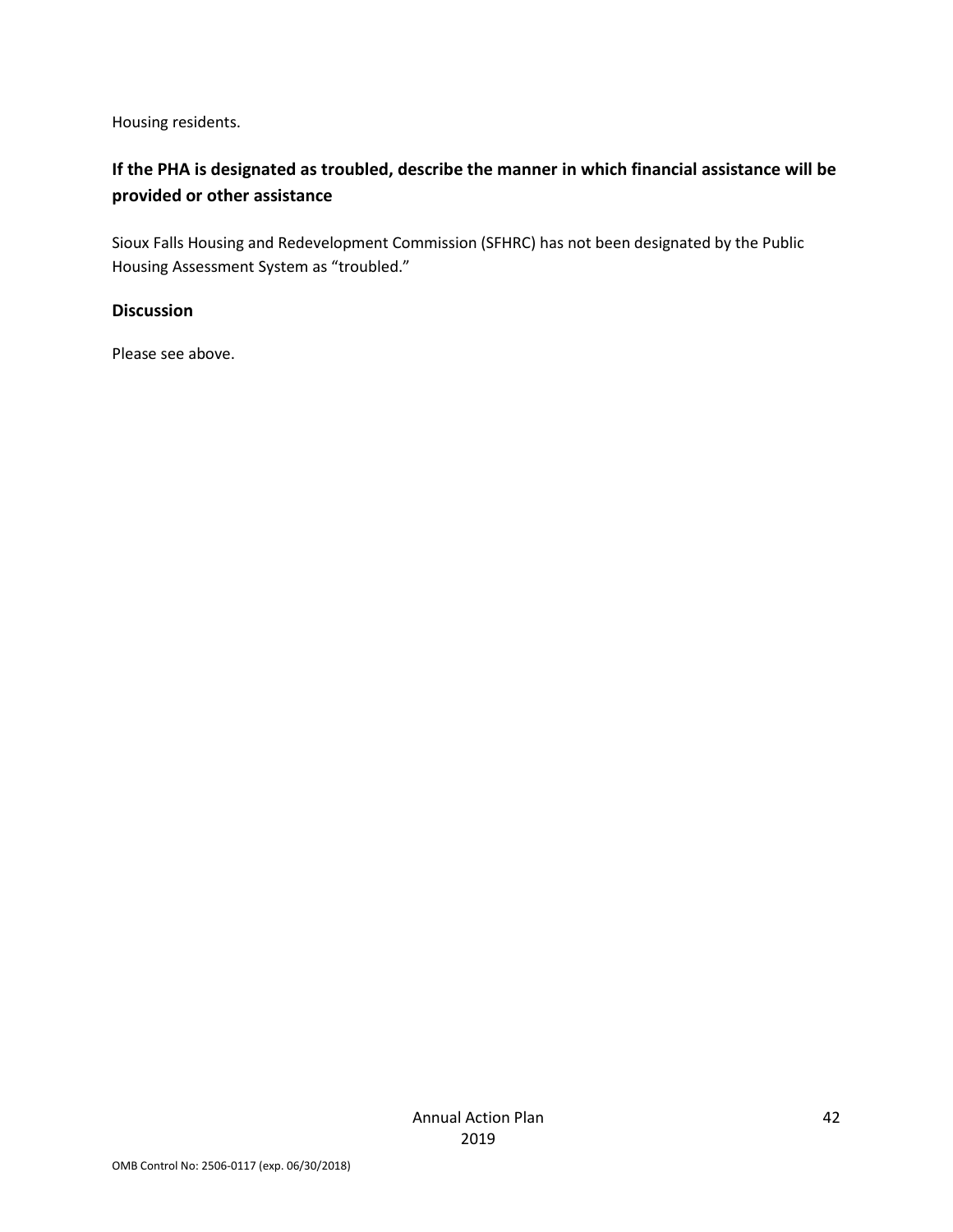Housing residents.

### If the PHA is designated as troubled, describe the manner in which financial assistance will be provided or other assistance

Sioux Falls Housing and Redevelopment Commission (SFHRC) has not been designated by the Public Housing Assessment System as "troubled."

### Discussion

Please see above.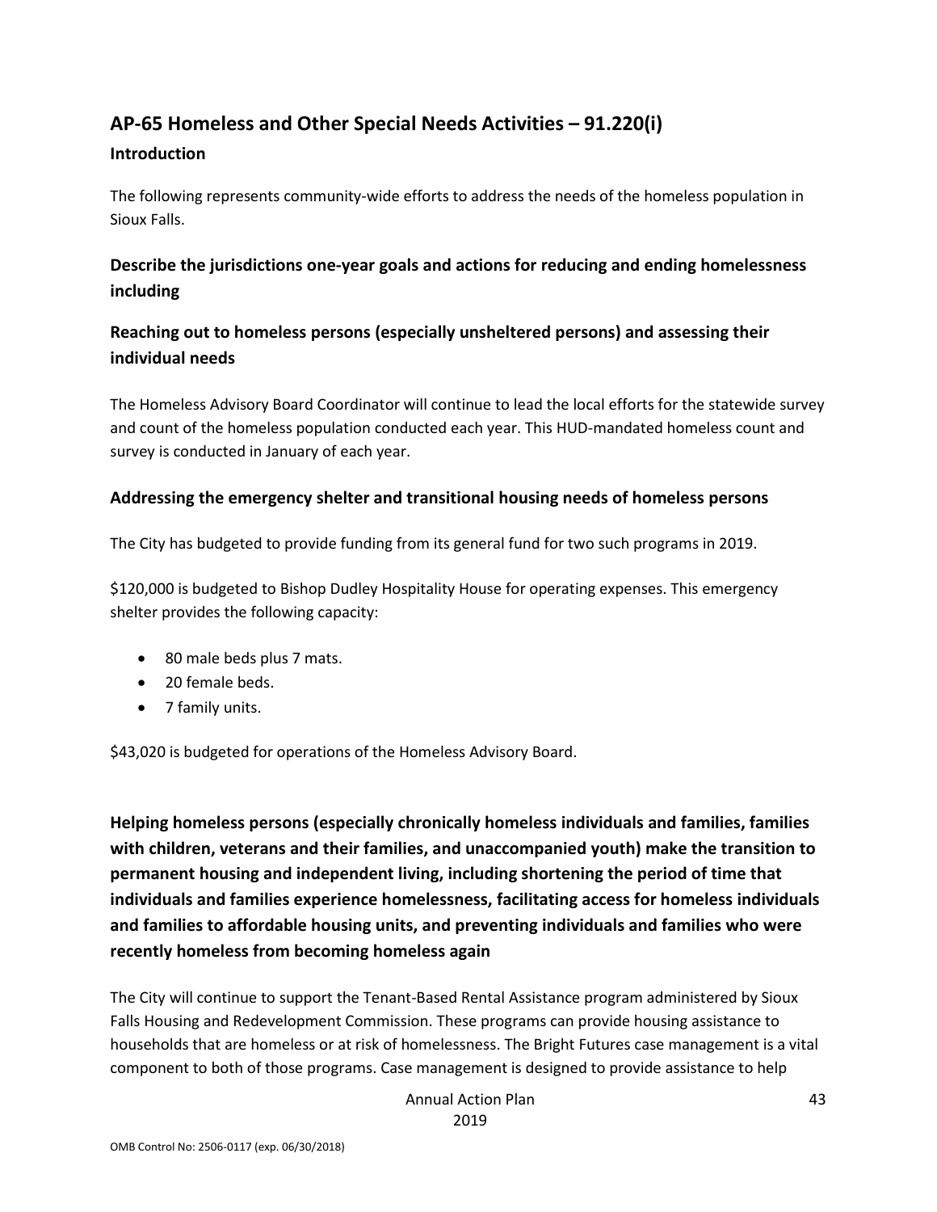## AP-65 Homeless and Other Special Needs Activities – 91.220(i)

### Introduction

The following represents community-wide efforts to address the needs of the homeless population in Sioux Falls.

### Describe the jurisdictions one-year goals and actions for reducing and ending homelessness including

### Reaching out to homeless persons (especially unsheltered persons) and assessing their individual needs

The Homeless Advisory Board Coordinator will continue to lead the local efforts for the statewide survey and count of the homeless population conducted each year. This HUD-mandated homeless count and survey is conducted in January of each year.

### Addressing the emergency shelter and transitional housing needs of homeless persons

The City has budgeted to provide funding from its general fund for two such programs in 2019.

$120,000 is budgeted to Bishop Dudley Hospitality House for operating expenses. This emergency shelter provides the following capacity:

- 80 male beds plus 7 mats.
- 20 female beds.
- 7 family units.

$43,020 is budgeted for operations of the Homeless Advisory Board.

### Helping homeless persons (especially chronically homeless individuals and families, families with children, veterans and their families, and unaccompanied youth) make the transition to permanent housing and independent living, including shortening the period of time that individuals and families experience homelessness, facilitating access for homeless individuals and families to affordable housing units, and preventing individuals and families who were recently homeless from becoming homeless again

The City will continue to support the Tenant-Based Rental Assistance program administered by Sioux Falls Housing and Redevelopment Commission. These programs can provide housing assistance to households that are homeless or at risk of homelessness. The Bright Futures case management is a vital component to both of those programs. Case management is designed to provide assistance to help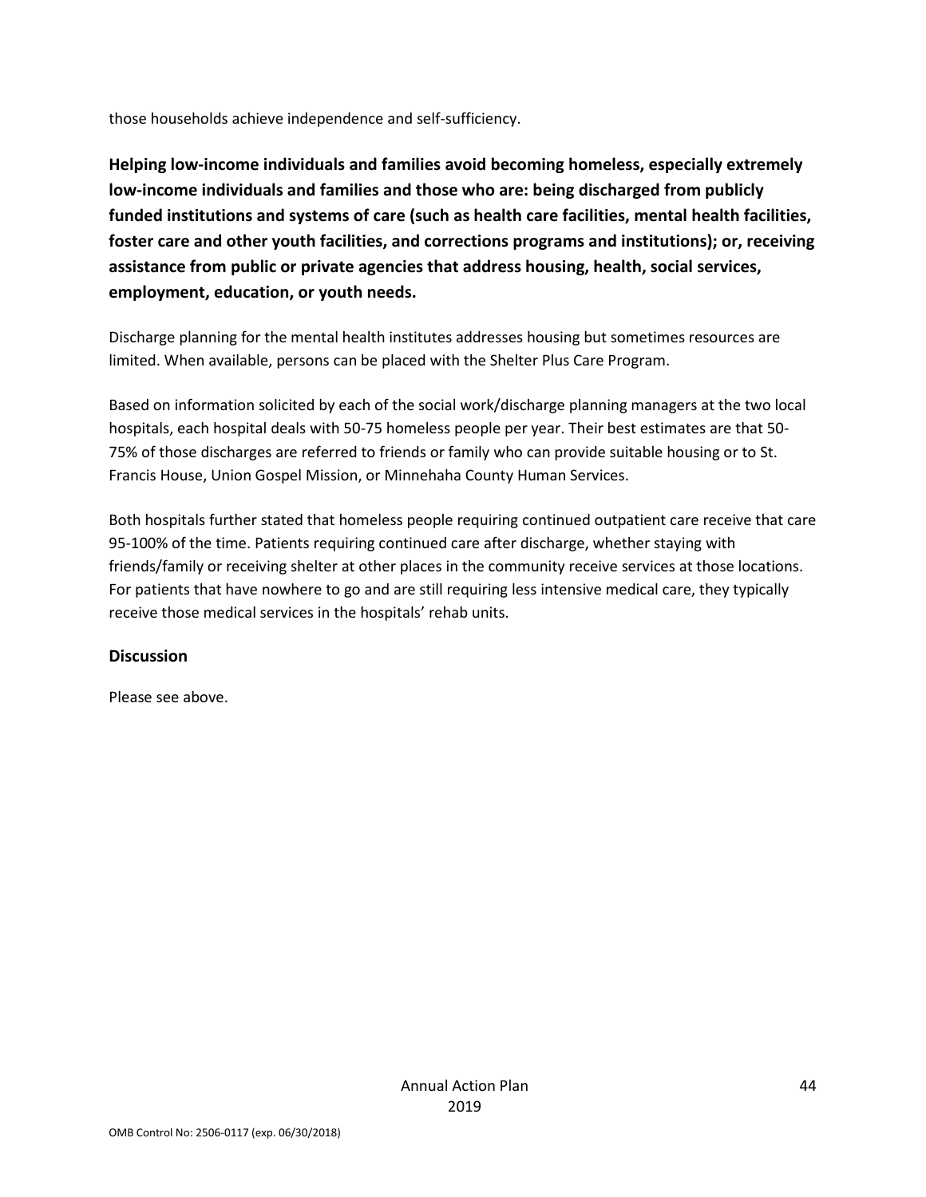those households achieve independence and self-sufficiency.

**Helping low-income individuals and families avoid becoming homeless, especially extremely low-income individuals and families and those who are: being discharged from publicly funded institutions and systems of care (such as health care facilities, mental health facilities, foster care and other youth facilities, and corrections programs and institutions); or, receiving assistance from public or private agencies that address housing, health, social services, employment, education, or youth needs.**

Discharge planning for the mental health institutes addresses housing but sometimes resources are limited. When available, persons can be placed with the Shelter Plus Care Program.

Based on information solicited by each of the social work/discharge planning managers at the two local hospitals, each hospital deals with 50-75 homeless people per year. Their best estimates are that 50-75% of those discharges are referred to friends or family who can provide suitable housing or to St. Francis House, Union Gospel Mission, or Minnehaha County Human Services.

Both hospitals further stated that homeless people requiring continued outpatient care receive that care 95-100% of the time. Patients requiring continued care after discharge, whether staying with friends/family or receiving shelter at other places in the community receive services at those locations. For patients that have nowhere to go and are still requiring less intensive medical care, they typically receive those medical services in the hospitals' rehab units.

### Discussion

Please see above.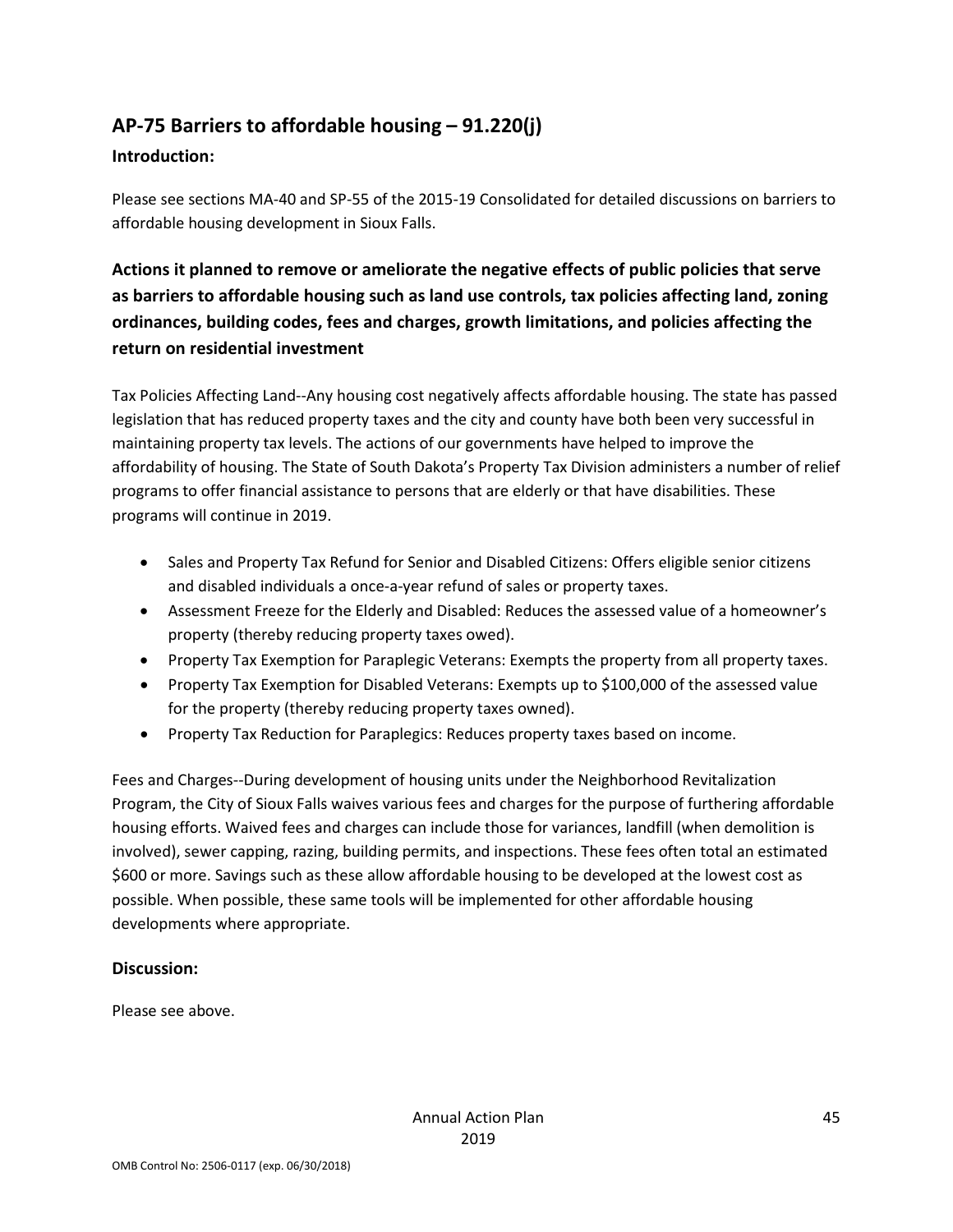## AP-75 Barriers to affordable housing – 91.220(j)

### Introduction:

Please see sections MA-40 and SP-55 of the 2015-19 Consolidated for detailed discussions on barriers to affordable housing development in Sioux Falls.

### Actions it planned to remove or ameliorate the negative effects of public policies that serve as barriers to affordable housing such as land use controls, tax policies affecting land, zoning ordinances, building codes, fees and charges, growth limitations, and policies affecting the return on residential investment

Tax Policies Affecting Land--Any housing cost negatively affects affordable housing. The state has passed legislation that has reduced property taxes and the city and county have both been very successful in maintaining property tax levels. The actions of our governments have helped to improve the affordability of housing. The State of South Dakota's Property Tax Division administers a number of relief programs to offer financial assistance to persons that are elderly or that have disabilities. These programs will continue in 2019.

- Sales and Property Tax Refund for Senior and Disabled Citizens: Offers eligible senior citizens and disabled individuals a once-a-year refund of sales or property taxes.
- Assessment Freeze for the Elderly and Disabled: Reduces the assessed value of a homeowner's property (thereby reducing property taxes owed).
- Property Tax Exemption for Paraplegic Veterans: Exempts the property from all property taxes.
- Property Tax Exemption for Disabled Veterans: Exempts up to $100,000 of the assessed value for the property (thereby reducing property taxes owned).
- Property Tax Reduction for Paraplegics: Reduces property taxes based on income.

Fees and Charges--During development of housing units under the Neighborhood Revitalization Program, the City of Sioux Falls waives various fees and charges for the purpose of furthering affordable housing efforts. Waived fees and charges can include those for variances, landfill (when demolition is involved), sewer capping, razing, building permits, and inspections. These fees often total an estimated $600 or more. Savings such as these allow affordable housing to be developed at the lowest cost as possible. When possible, these same tools will be implemented for other affordable housing developments where appropriate.

### Discussion:

Please see above.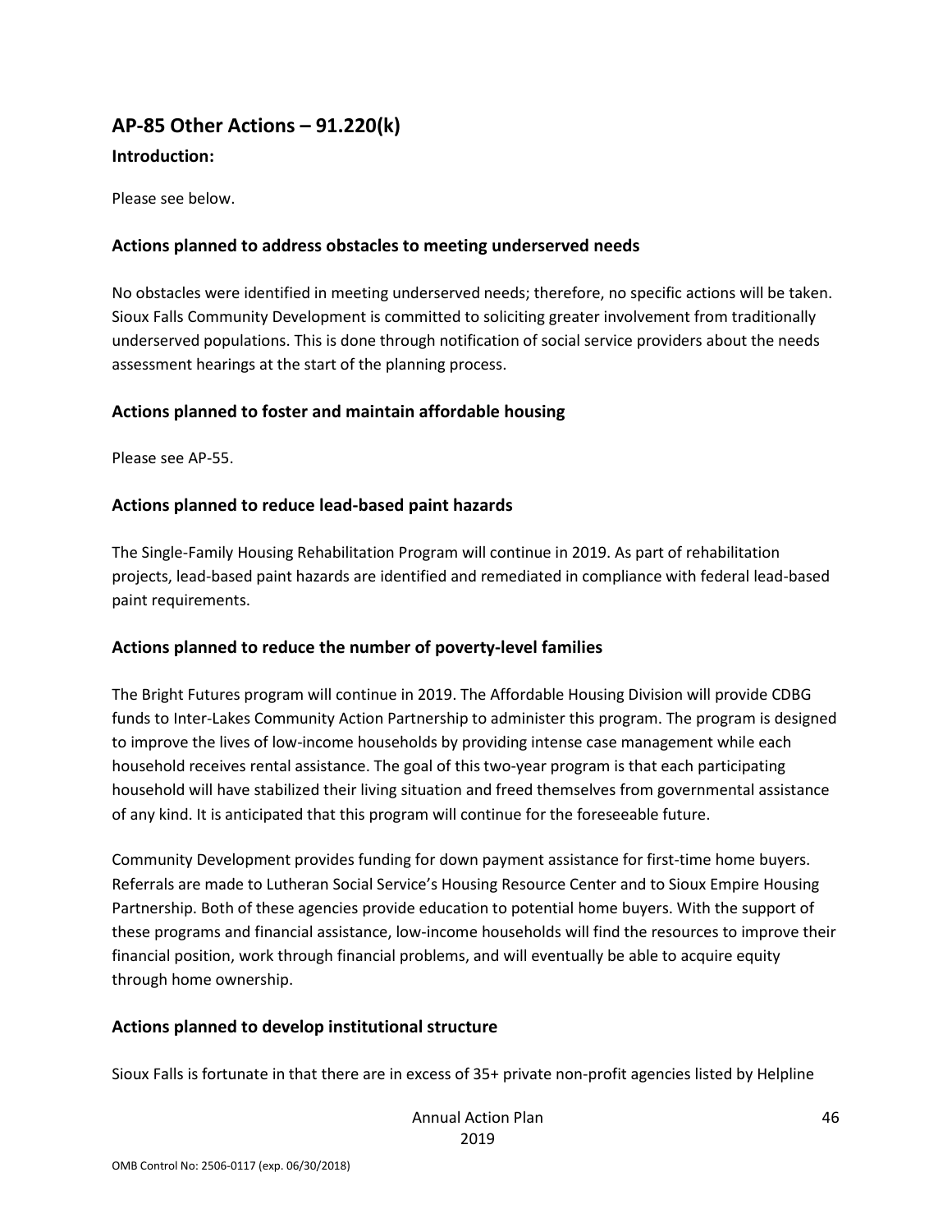## AP-85 Other Actions – 91.220(k)

### Introduction:

Please see below.

### Actions planned to address obstacles to meeting underserved needs

No obstacles were identified in meeting underserved needs; therefore, no specific actions will be taken. Sioux Falls Community Development is committed to soliciting greater involvement from traditionally underserved populations. This is done through notification of social service providers about the needs assessment hearings at the start of the planning process.

### Actions planned to foster and maintain affordable housing

Please see AP-55.

### Actions planned to reduce lead-based paint hazards

The Single-Family Housing Rehabilitation Program will continue in 2019. As part of rehabilitation projects, lead-based paint hazards are identified and remediated in compliance with federal lead-based paint requirements.

### Actions planned to reduce the number of poverty-level families

The Bright Futures program will continue in 2019. The Affordable Housing Division will provide CDBG funds to Inter-Lakes Community Action Partnership to administer this program. The program is designed to improve the lives of low-income households by providing intense case management while each household receives rental assistance. The goal of this two-year program is that each participating household will have stabilized their living situation and freed themselves from governmental assistance of any kind. It is anticipated that this program will continue for the foreseeable future.

Community Development provides funding for down payment assistance for first-time home buyers. Referrals are made to Lutheran Social Service's Housing Resource Center and to Sioux Empire Housing Partnership. Both of these agencies provide education to potential home buyers. With the support of these programs and financial assistance, low-income households will find the resources to improve their financial position, work through financial problems, and will eventually be able to acquire equity through home ownership.

### Actions planned to develop institutional structure

Sioux Falls is fortunate in that there are in excess of 35+ private non-profit agencies listed by Helpline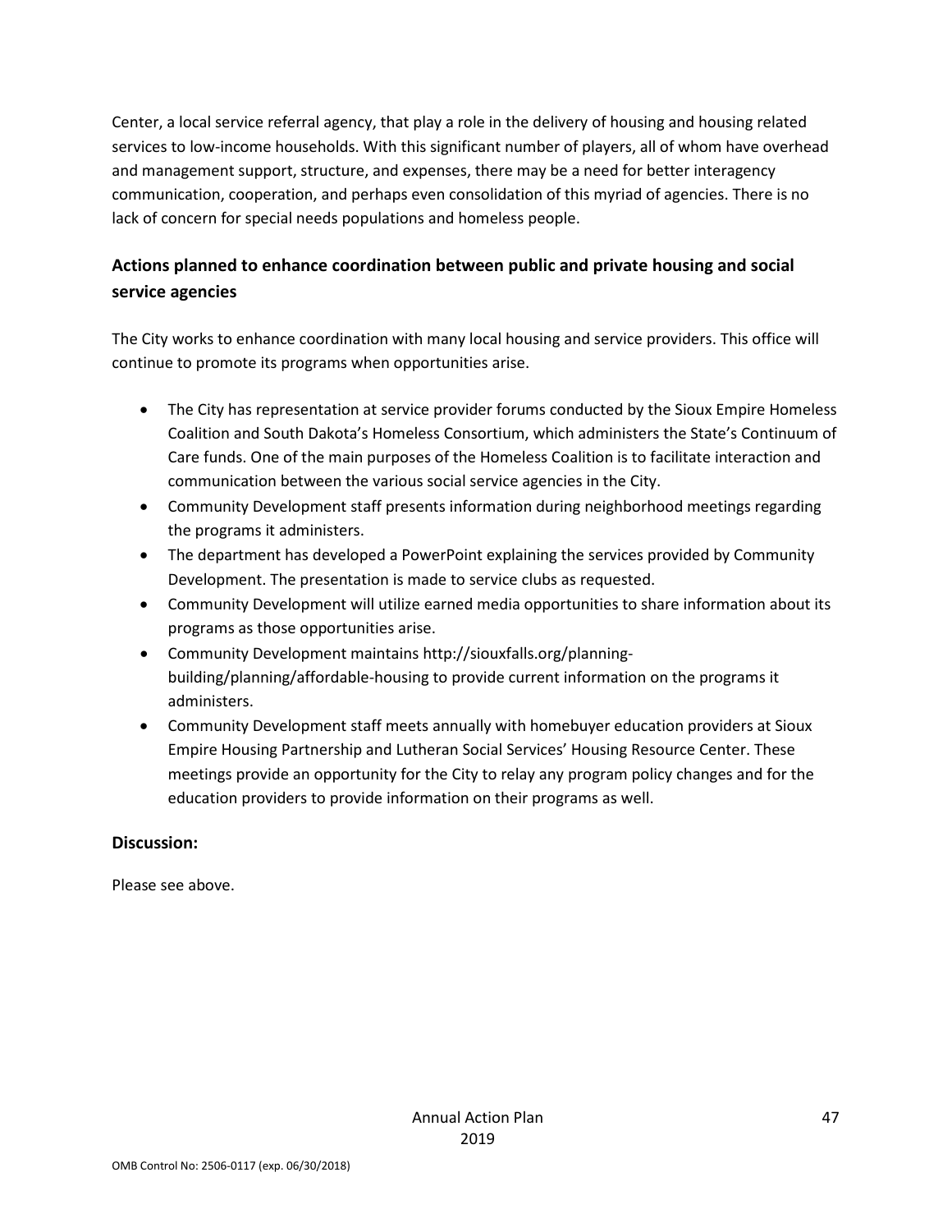Center, a local service referral agency, that play a role in the delivery of housing and housing related services to low-income households. With this significant number of players, all of whom have overhead and management support, structure, and expenses, there may be a need for better interagency communication, cooperation, and perhaps even consolidation of this myriad of agencies. There is no lack of concern for special needs populations and homeless people.

## Actions planned to enhance coordination between public and private housing and social service agencies

The City works to enhance coordination with many local housing and service providers. This office will continue to promote its programs when opportunities arise.

- The City has representation at service provider forums conducted by the Sioux Empire Homeless Coalition and South Dakota's Homeless Consortium, which administers the State's Continuum of Care funds. One of the main purposes of the Homeless Coalition is to facilitate interaction and communication between the various social service agencies in the City.
- Community Development staff presents information during neighborhood meetings regarding the programs it administers.
- The department has developed a PowerPoint explaining the services provided by Community Development. The presentation is made to service clubs as requested.
- Community Development will utilize earned media opportunities to share information about its programs as those opportunities arise.
- Community Development maintains http://siouxfalls.org/planning-building/planning/affordable-housing to provide current information on the programs it administers.
- Community Development staff meets annually with homebuyer education providers at Sioux Empire Housing Partnership and Lutheran Social Services' Housing Resource Center. These meetings provide an opportunity for the City to relay any program policy changes and for the education providers to provide information on their programs as well.

## Discussion:

Please see above.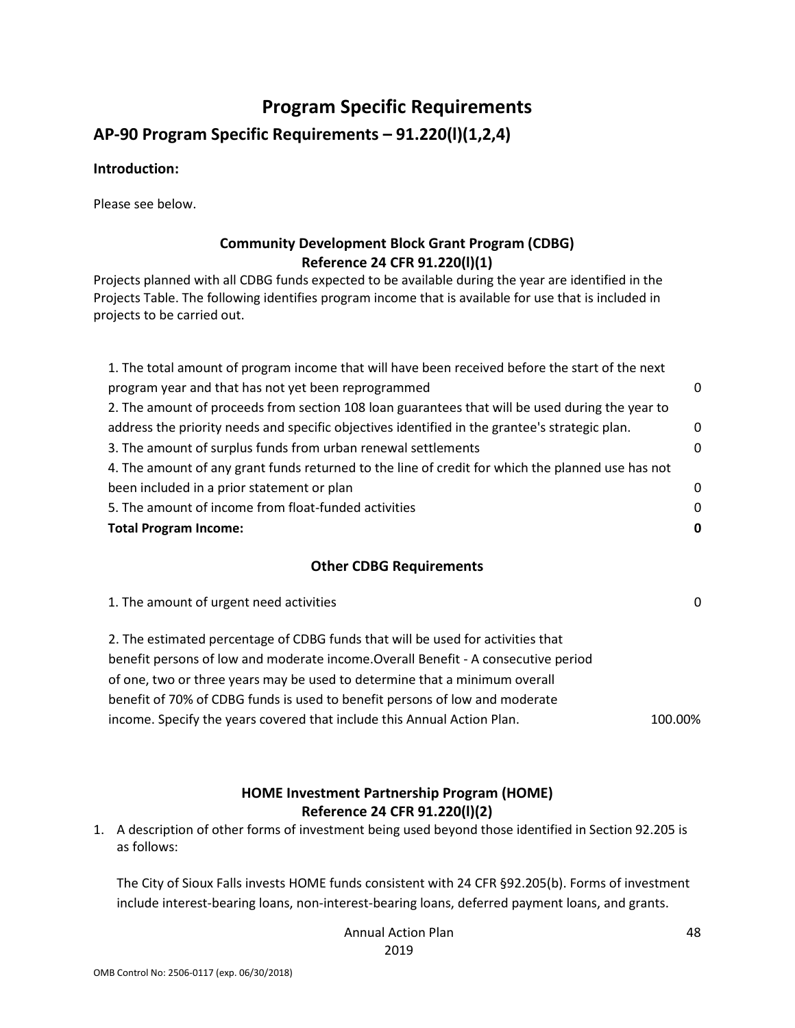# Program Specific Requirements

## AP-90 Program Specific Requirements – 91.220(l)(1,2,4)

**Introduction:**

Please see below.

### Community Development Block Grant Program (CDBG)
### Reference 24 CFR 91.220(l)(1)

Projects planned with all CDBG funds expected to be available during the year are identified in the Projects Table. The following identifies program income that is available for use that is included in projects to be carried out.

| | |
|---|---|
| 1. The total amount of program income that will have been received before the start of the next program year and that has not yet been reprogrammed | 0 |
| 2. The amount of proceeds from section 108 loan guarantees that will be used during the year to address the priority needs and specific objectives identified in the grantee's strategic plan. | 0 |
| 3. The amount of surplus funds from urban renewal settlements | 0 |
| 4. The amount of any grant funds returned to the line of credit for which the planned use has not been included in a prior statement or plan | 0 |
| 5. The amount of income from float-funded activities | 0 |
| **Total Program Income:** | **0** |

### Other CDBG Requirements

| | |
|---|---|
| 1. The amount of urgent need activities | 0 |
| 2. The estimated percentage of CDBG funds that will be used for activities that benefit persons of low and moderate income.Overall Benefit - A consecutive period of one, two or three years may be used to determine that a minimum overall benefit of 70% of CDBG funds is used to benefit persons of low and moderate income. Specify the years covered that include this Annual Action Plan. | 100.00% |

### HOME Investment Partnership Program (HOME)
### Reference 24 CFR 91.220(l)(2)

1. A description of other forms of investment being used beyond those identified in Section 92.205 is as follows:

   The City of Sioux Falls invests HOME funds consistent with 24 CFR §92.205(b). Forms of investment include interest-bearing loans, non-interest-bearing loans, deferred payment loans, and grants.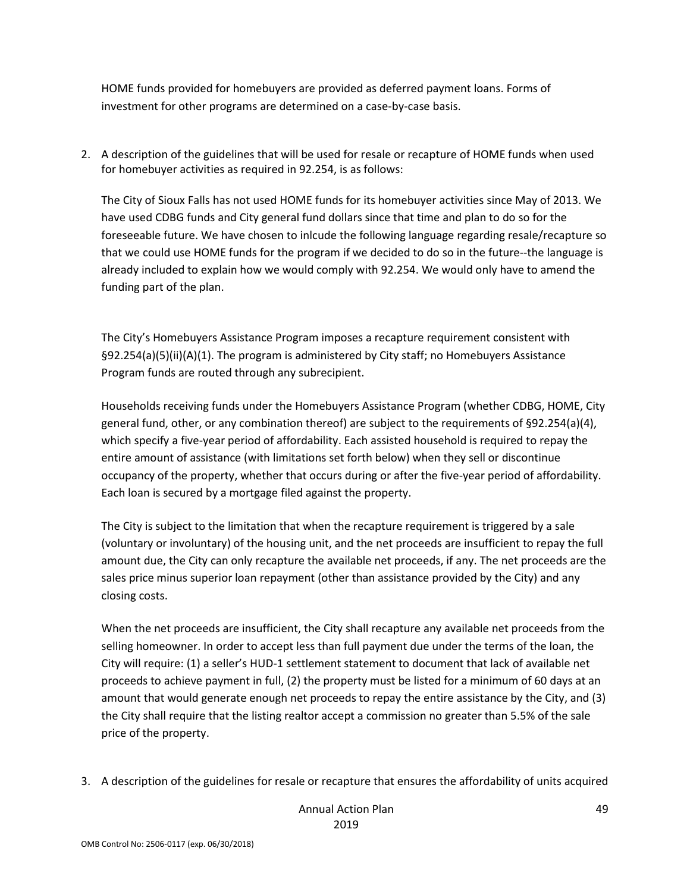HOME funds provided for homebuyers are provided as deferred payment loans. Forms of investment for other programs are determined on a case-by-case basis.

2. A description of the guidelines that will be used for resale or recapture of HOME funds when used for homebuyer activities as required in 92.254, is as follows:

   The City of Sioux Falls has not used HOME funds for its homebuyer activities since May of 2013. We have used CDBG funds and City general fund dollars since that time and plan to do so for the foreseeable future. We have chosen to inlcude the following language regarding resale/recapture so that we could use HOME funds for the program if we decided to do so in the future--the language is already included to explain how we would comply with 92.254. We would only have to amend the funding part of the plan.

   The City's Homebuyers Assistance Program imposes a recapture requirement consistent with §92.254(a)(5)(ii)(A)(1). The program is administered by City staff; no Homebuyers Assistance Program funds are routed through any subrecipient.

   Households receiving funds under the Homebuyers Assistance Program (whether CDBG, HOME, City general fund, other, or any combination thereof) are subject to the requirements of §92.254(a)(4), which specify a five-year period of affordability. Each assisted household is required to repay the entire amount of assistance (with limitations set forth below) when they sell or discontinue occupancy of the property, whether that occurs during or after the five-year period of affordability. Each loan is secured by a mortgage filed against the property.

   The City is subject to the limitation that when the recapture requirement is triggered by a sale (voluntary or involuntary) of the housing unit, and the net proceeds are insufficient to repay the full amount due, the City can only recapture the available net proceeds, if any. The net proceeds are the sales price minus superior loan repayment (other than assistance provided by the City) and any closing costs.

   When the net proceeds are insufficient, the City shall recapture any available net proceeds from the selling homeowner. In order to accept less than full payment due under the terms of the loan, the City will require: (1) a seller's HUD-1 settlement statement to document that lack of available net proceeds to achieve payment in full, (2) the property must be listed for a minimum of 60 days at an amount that would generate enough net proceeds to repay the entire assistance by the City, and (3) the City shall require that the listing realtor accept a commission no greater than 5.5% of the sale price of the property.

3. A description of the guidelines for resale or recapture that ensures the affordability of units acquired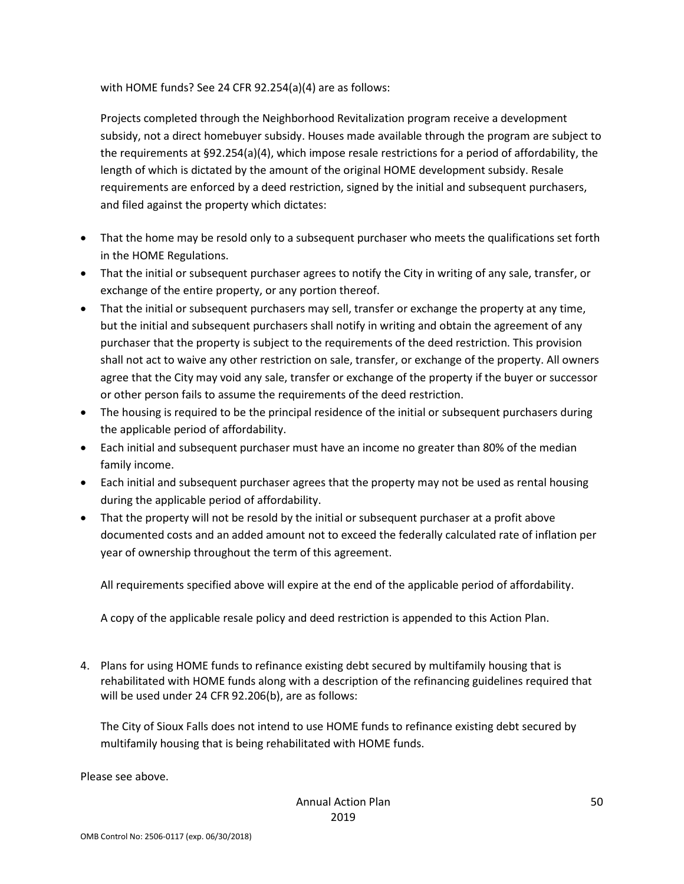with HOME funds? See 24 CFR 92.254(a)(4) are as follows:

Projects completed through the Neighborhood Revitalization program receive a development subsidy, not a direct homebuyer subsidy. Houses made available through the program are subject to the requirements at §92.254(a)(4), which impose resale restrictions for a period of affordability, the length of which is dictated by the amount of the original HOME development subsidy. Resale requirements are enforced by a deed restriction, signed by the initial and subsequent purchasers, and filed against the property which dictates:

- That the home may be resold only to a subsequent purchaser who meets the qualifications set forth in the HOME Regulations.
- That the initial or subsequent purchaser agrees to notify the City in writing of any sale, transfer, or exchange of the entire property, or any portion thereof.
- That the initial or subsequent purchasers may sell, transfer or exchange the property at any time, but the initial and subsequent purchasers shall notify in writing and obtain the agreement of any purchaser that the property is subject to the requirements of the deed restriction. This provision shall not act to waive any other restriction on sale, transfer, or exchange of the property. All owners agree that the City may void any sale, transfer or exchange of the property if the buyer or successor or other person fails to assume the requirements of the deed restriction.
- The housing is required to be the principal residence of the initial or subsequent purchasers during the applicable period of affordability.
- Each initial and subsequent purchaser must have an income no greater than 80% of the median family income.
- Each initial and subsequent purchaser agrees that the property may not be used as rental housing during the applicable period of affordability.
- That the property will not be resold by the initial or subsequent purchaser at a profit above documented costs and an added amount not to exceed the federally calculated rate of inflation per year of ownership throughout the term of this agreement.

All requirements specified above will expire at the end of the applicable period of affordability.

A copy of the applicable resale policy and deed restriction is appended to this Action Plan.

4. Plans for using HOME funds to refinance existing debt secured by multifamily housing that is rehabilitated with HOME funds along with a description of the refinancing guidelines required that will be used under 24 CFR 92.206(b), are as follows:

   The City of Sioux Falls does not intend to use HOME funds to refinance existing debt secured by multifamily housing that is being rehabilitated with HOME funds.

Please see above.